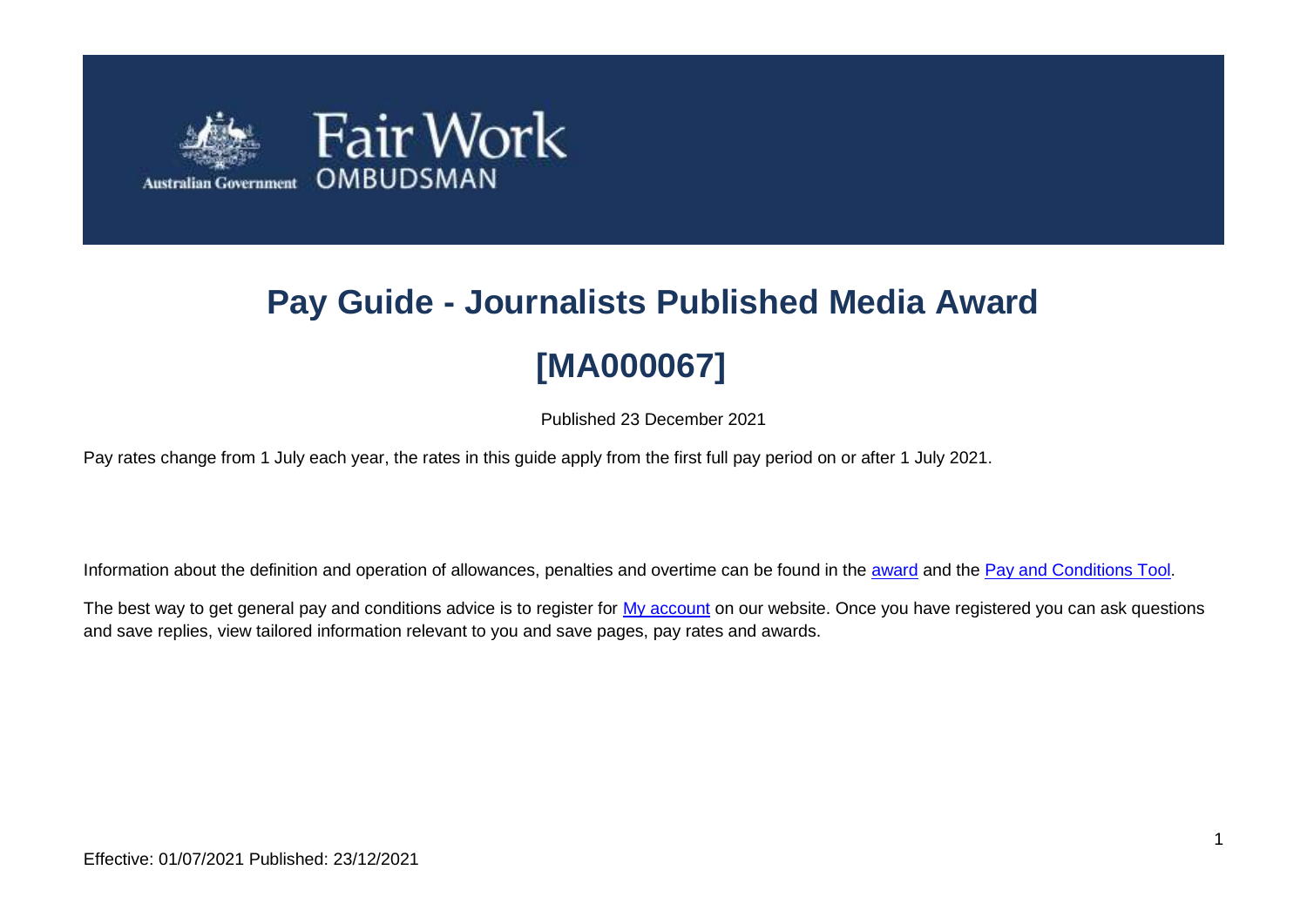# Pay Guide - Journalists Published Media Award

# [MA000067]

Published 23 December 2021

Pay rates change from 1 July each year, the rates in this guide apply from the first full pay period on or after 1 July 2021.

Information about the definition and operation of allowances, penalties and overtime can be found in the award and the Pay and Conditions Tool.

The best way to get general pay and conditions advice is to register for My account on our website. Once you have registered you can ask questions and save replies, view tailored information relevant to you and save pages, pay rates and awards.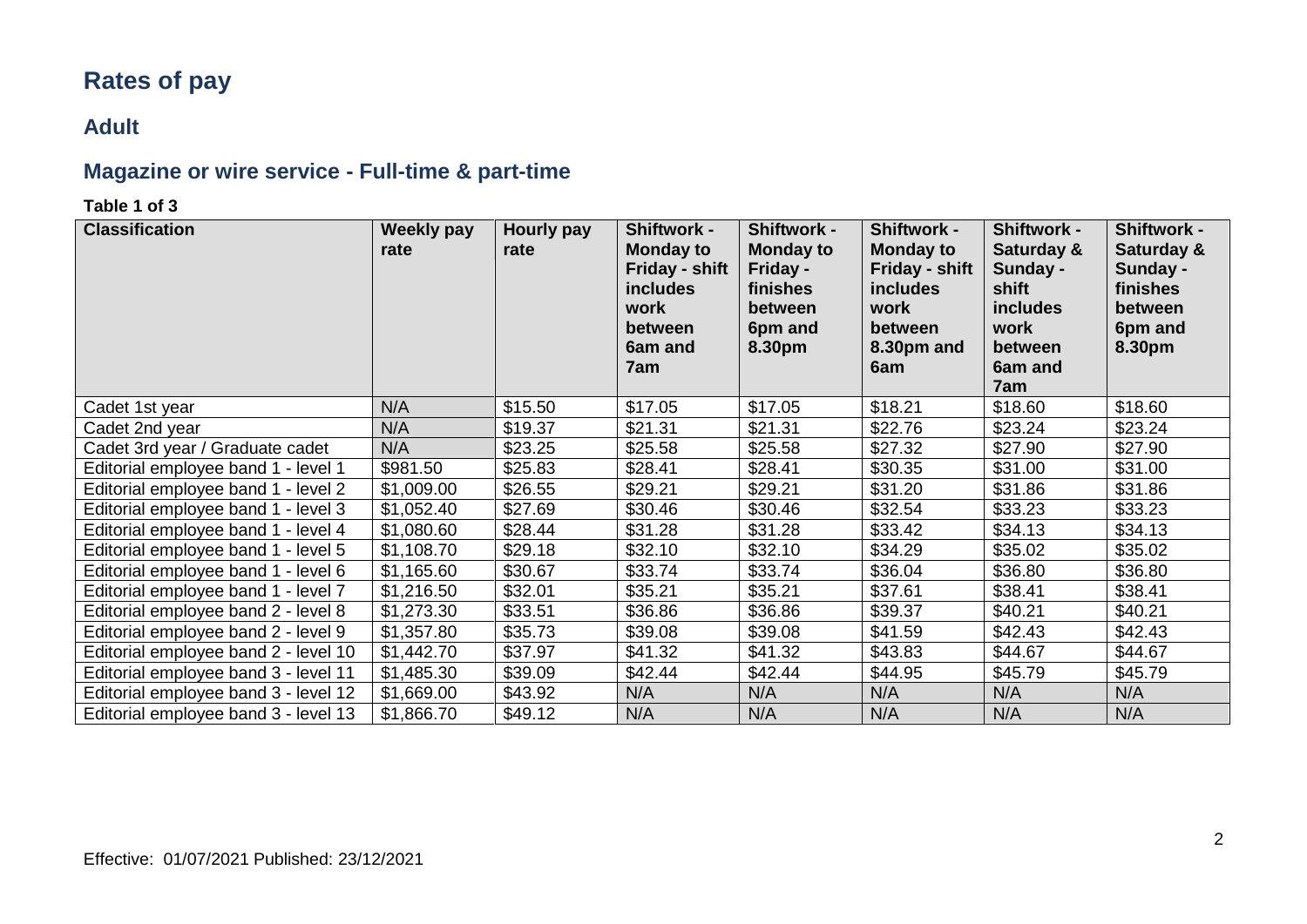# Rates of pay

## Adult

## Magazine or wire service - Full-time & part-time

**Table 1 of 3**

| Classification | Weekly pay rate | Hourly pay rate | Shiftwork - Monday to Friday - shift includes work between 6am and 7am | Shiftwork - Monday to Friday - finishes between 6pm and 8.30pm | Shiftwork - Monday to Friday - shift includes work between 8.30pm and 6am | Shiftwork - Saturday & Sunday - shift includes work between 6am and 7am | Shiftwork - Saturday & Sunday - finishes between 6pm and 8.30pm |
|---|---|---|---|---|---|---|---|
| Cadet 1st year | N/A | $15.50 | $17.05 | $17.05 | $18.21 | $18.60 | $18.60 |
| Cadet 2nd year | N/A | $19.37 | $21.31 | $21.31 | $22.76 | $23.24 | $23.24 |
| Cadet 3rd year / Graduate cadet | N/A | $23.25 | $25.58 | $25.58 | $27.32 | $27.90 | $27.90 |
| Editorial employee band 1 - level 1 | $981.50 | $25.83 | $28.41 | $28.41 | $30.35 | $31.00 | $31.00 |
| Editorial employee band 1 - level 2 | $1,009.00 | $26.55 | $29.21 | $29.21 | $31.20 | $31.86 | $31.86 |
| Editorial employee band 1 - level 3 | $1,052.40 | $27.69 | $30.46 | $30.46 | $32.54 | $33.23 | $33.23 |
| Editorial employee band 1 - level 4 | $1,080.60 | $28.44 | $31.28 | $31.28 | $33.42 | $34.13 | $34.13 |
| Editorial employee band 1 - level 5 | $1,108.70 | $29.18 | $32.10 | $32.10 | $34.29 | $35.02 | $35.02 |
| Editorial employee band 1 - level 6 | $1,165.60 | $30.67 | $33.74 | $33.74 | $36.04 | $36.80 | $36.80 |
| Editorial employee band 1 - level 7 | $1,216.50 | $32.01 | $35.21 | $35.21 | $37.61 | $38.41 | $38.41 |
| Editorial employee band 2 - level 8 | $1,273.30 | $33.51 | $36.86 | $36.86 | $39.37 | $40.21 | $40.21 |
| Editorial employee band 2 - level 9 | $1,357.80 | $35.73 | $39.08 | $39.08 | $41.59 | $42.43 | $42.43 |
| Editorial employee band 2 - level 10 | $1,442.70 | $37.97 | $41.32 | $41.32 | $43.83 | $44.67 | $44.67 |
| Editorial employee band 3 - level 11 | $1,485.30 | $39.09 | $42.44 | $42.44 | $44.95 | $45.79 | $45.79 |
| Editorial employee band 3 - level 12 | $1,669.00 | $43.92 | N/A | N/A | N/A | N/A | N/A |
| Editorial employee band 3 - level 13 | $1,866.70 | $49.12 | N/A | N/A | N/A | N/A | N/A |

Effective: 01/07/2021 Published: 23/12/2021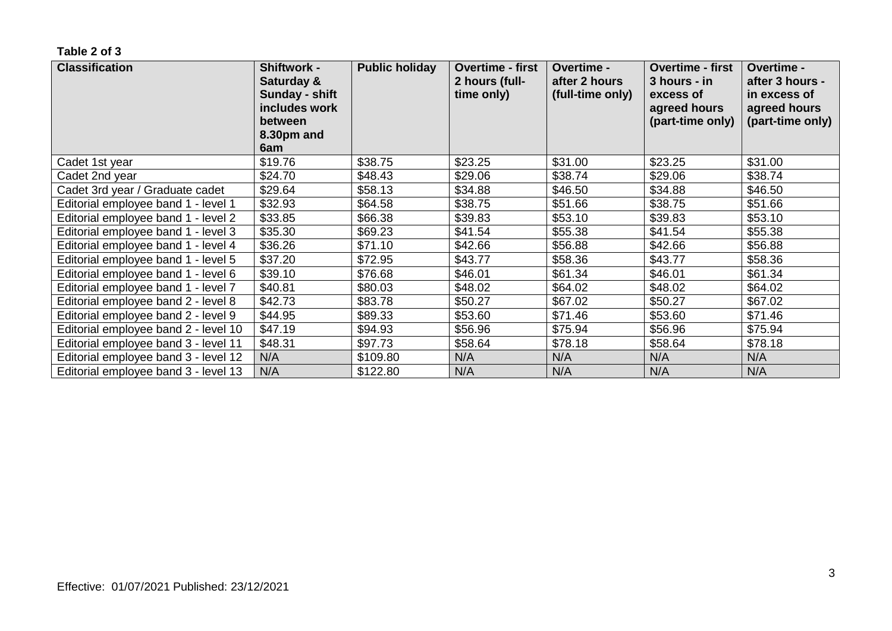**Table 2 of 3**

| Classification | Shiftwork - Saturday & Sunday - shift includes work between 8.30pm and 6am | Public holiday | Overtime - first 2 hours (full-time only) | Overtime - after 2 hours (full-time only) | Overtime - first 3 hours - in excess of agreed hours (part-time only) | Overtime - after 3 hours - in excess of agreed hours (part-time only) |
|---|---|---|---|---|---|---|
| Cadet 1st year | $19.76 | $38.75 | $23.25 | $31.00 | $23.25 | $31.00 |
| Cadet 2nd year | $24.70 | $48.43 | $29.06 | $38.74 | $29.06 | $38.74 |
| Cadet 3rd year / Graduate cadet | $29.64 | $58.13 | $34.88 | $46.50 | $34.88 | $46.50 |
| Editorial employee band 1 - level 1 | $32.93 | $64.58 | $38.75 | $51.66 | $38.75 | $51.66 |
| Editorial employee band 1 - level 2 | $33.85 | $66.38 | $39.83 | $53.10 | $39.83 | $53.10 |
| Editorial employee band 1 - level 3 | $35.30 | $69.23 | $41.54 | $55.38 | $41.54 | $55.38 |
| Editorial employee band 1 - level 4 | $36.26 | $71.10 | $42.66 | $56.88 | $42.66 | $56.88 |
| Editorial employee band 1 - level 5 | $37.20 | $72.95 | $43.77 | $58.36 | $43.77 | $58.36 |
| Editorial employee band 1 - level 6 | $39.10 | $76.68 | $46.01 | $61.34 | $46.01 | $61.34 |
| Editorial employee band 1 - level 7 | $40.81 | $80.03 | $48.02 | $64.02 | $48.02 | $64.02 |
| Editorial employee band 2 - level 8 | $42.73 | $83.78 | $50.27 | $67.02 | $50.27 | $67.02 |
| Editorial employee band 2 - level 9 | $44.95 | $89.33 | $53.60 | $71.46 | $53.60 | $71.46 |
| Editorial employee band 2 - level 10 | $47.19 | $94.93 | $56.96 | $75.94 | $56.96 | $75.94 |
| Editorial employee band 3 - level 11 | $48.31 | $97.73 | $58.64 | $78.18 | $58.64 | $78.18 |
| Editorial employee band 3 - level 12 | N/A | $109.80 | N/A | N/A | N/A | N/A |
| Editorial employee band 3 - level 13 | N/A | $122.80 | N/A | N/A | N/A | N/A |

Effective: 01/07/2021 Published: 23/12/2021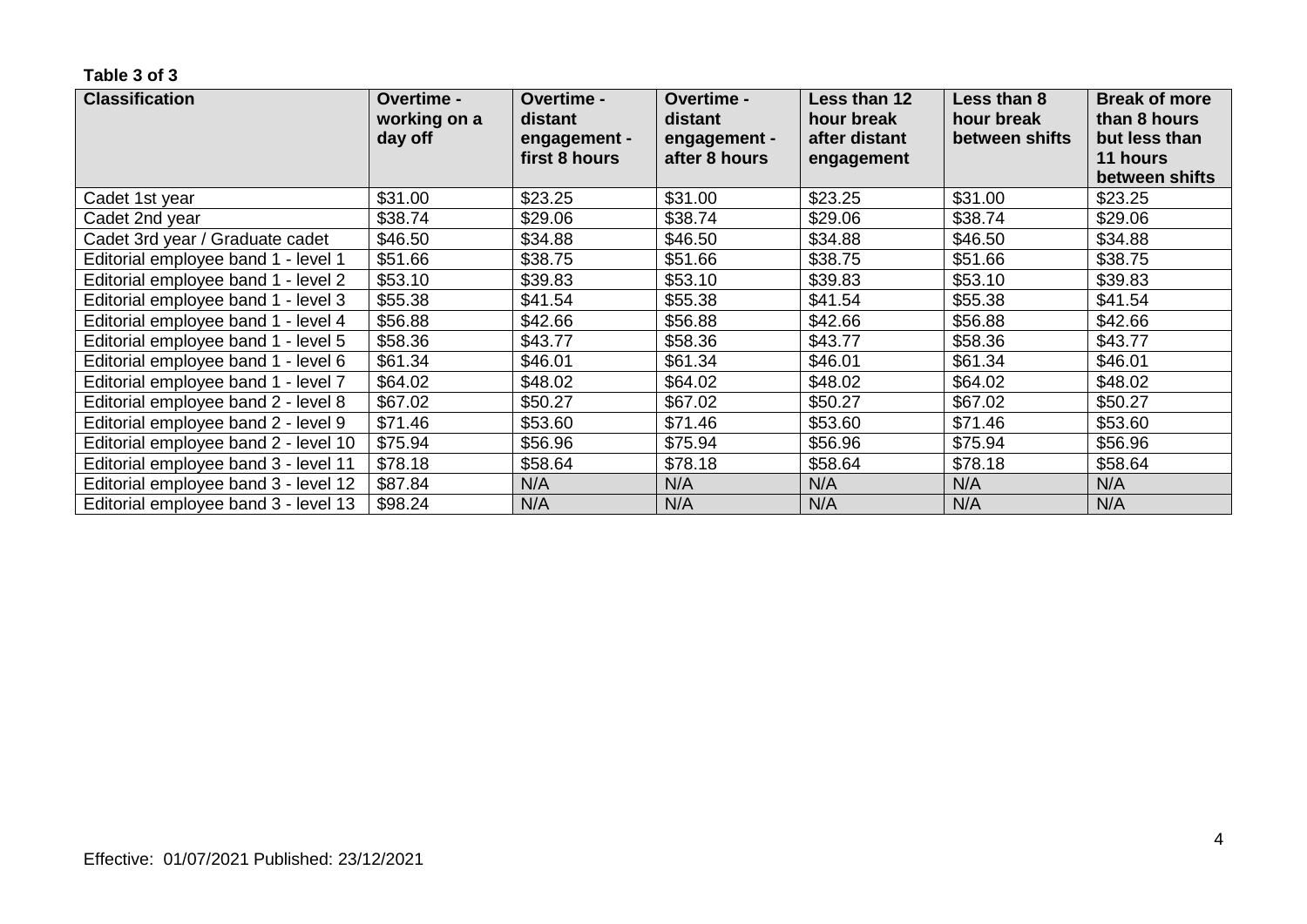**Table 3 of 3**

| Classification | Overtime - working on a day off | Overtime - distant engagement - first 8 hours | Overtime - distant engagement - after 8 hours | Less than 12 hour break after distant engagement | Less than 8 hour break between shifts | Break of more than 8 hours but less than 11 hours between shifts |
|---|---|---|---|---|---|---|
| Cadet 1st year | $31.00 | $23.25 | $31.00 | $23.25 | $31.00 | $23.25 |
| Cadet 2nd year | $38.74 | $29.06 | $38.74 | $29.06 | $38.74 | $29.06 |
| Cadet 3rd year / Graduate cadet | $46.50 | $34.88 | $46.50 | $34.88 | $46.50 | $34.88 |
| Editorial employee band 1 - level 1 | $51.66 | $38.75 | $51.66 | $38.75 | $51.66 | $38.75 |
| Editorial employee band 1 - level 2 | $53.10 | $39.83 | $53.10 | $39.83 | $53.10 | $39.83 |
| Editorial employee band 1 - level 3 | $55.38 | $41.54 | $55.38 | $41.54 | $55.38 | $41.54 |
| Editorial employee band 1 - level 4 | $56.88 | $42.66 | $56.88 | $42.66 | $56.88 | $42.66 |
| Editorial employee band 1 - level 5 | $58.36 | $43.77 | $58.36 | $43.77 | $58.36 | $43.77 |
| Editorial employee band 1 - level 6 | $61.34 | $46.01 | $61.34 | $46.01 | $61.34 | $46.01 |
| Editorial employee band 1 - level 7 | $64.02 | $48.02 | $64.02 | $48.02 | $64.02 | $48.02 |
| Editorial employee band 2 - level 8 | $67.02 | $50.27 | $67.02 | $50.27 | $67.02 | $50.27 |
| Editorial employee band 2 - level 9 | $71.46 | $53.60 | $71.46 | $53.60 | $71.46 | $53.60 |
| Editorial employee band 2 - level 10 | $75.94 | $56.96 | $75.94 | $56.96 | $75.94 | $56.96 |
| Editorial employee band 3 - level 11 | $78.18 | $58.64 | $78.18 | $58.64 | $78.18 | $58.64 |
| Editorial employee band 3 - level 12 | $87.84 | N/A | N/A | N/A | N/A | N/A |
| Editorial employee band 3 - level 13 | $98.24 | N/A | N/A | N/A | N/A | N/A |

Effective: 01/07/2021 Published: 23/12/2021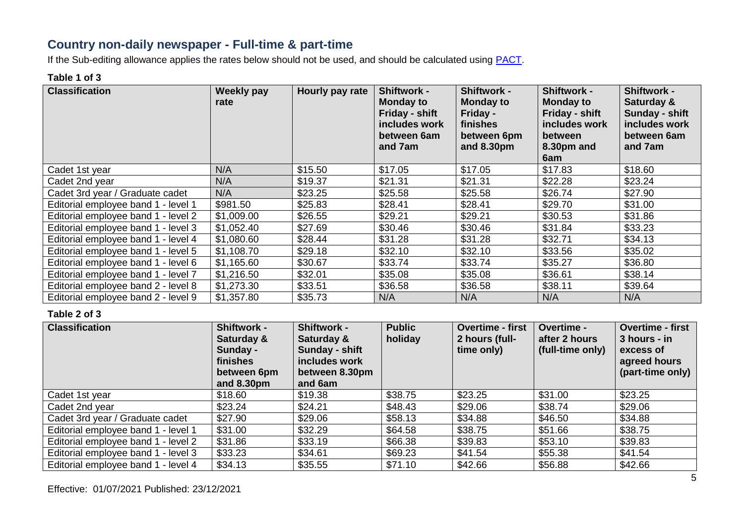## Country non-daily newspaper - Full-time & part-time

If the Sub-editing allowance applies the rates below should not be used, and should be calculated using [PACT](https://calculate.fairwork.gov.au/).

**Table 1 of 3**

| Classification | Weekly pay rate | Hourly pay rate | Shiftwork - Monday to Friday - shift includes work between 6am and 7am | Shiftwork - Monday to Friday - finishes between 6pm and 8.30pm | Shiftwork - Monday to Friday - shift includes work between 8.30pm and 6am | Shiftwork - Saturday & Sunday - shift includes work between 6am and 7am |
|---|---|---|---|---|---|---|
| Cadet 1st year | N/A | $15.50 | $17.05 | $17.05 | $17.83 | $18.60 |
| Cadet 2nd year | N/A | $19.37 | $21.31 | $21.31 | $22.28 | $23.24 |
| Cadet 3rd year / Graduate cadet | N/A | $23.25 | $25.58 | $25.58 | $26.74 | $27.90 |
| Editorial employee band 1 - level 1 | $981.50 | $25.83 | $28.41 | $28.41 | $29.70 | $31.00 |
| Editorial employee band 1 - level 2 | $1,009.00 | $26.55 | $29.21 | $29.21 | $30.53 | $31.86 |
| Editorial employee band 1 - level 3 | $1,052.40 | $27.69 | $30.46 | $30.46 | $31.84 | $33.23 |
| Editorial employee band 1 - level 4 | $1,080.60 | $28.44 | $31.28 | $31.28 | $32.71 | $34.13 |
| Editorial employee band 1 - level 5 | $1,108.70 | $29.18 | $32.10 | $32.10 | $33.56 | $35.02 |
| Editorial employee band 1 - level 6 | $1,165.60 | $30.67 | $33.74 | $33.74 | $35.27 | $36.80 |
| Editorial employee band 1 - level 7 | $1,216.50 | $32.01 | $35.08 | $35.08 | $36.61 | $38.14 |
| Editorial employee band 2 - level 8 | $1,273.30 | $33.51 | $36.58 | $36.58 | $38.11 | $39.64 |
| Editorial employee band 2 - level 9 | $1,357.80 | $35.73 | N/A | N/A | N/A | N/A |

**Table 2 of 3**

| Classification | Shiftwork - Saturday & Sunday - finishes between 6pm and 8.30pm | Shiftwork - Saturday & Sunday - shift includes work between 8.30pm and 6am | Public holiday | Overtime - first 2 hours (full-time only) | Overtime - after 2 hours (full-time only) | Overtime - first 3 hours - in excess of agreed hours (part-time only) |
|---|---|---|---|---|---|---|
| Cadet 1st year | $18.60 | $19.38 | $38.75 | $23.25 | $31.00 | $23.25 |
| Cadet 2nd year | $23.24 | $24.21 | $48.43 | $29.06 | $38.74 | $29.06 |
| Cadet 3rd year / Graduate cadet | $27.90 | $29.06 | $58.13 | $34.88 | $46.50 | $34.88 |
| Editorial employee band 1 - level 1 | $31.00 | $32.29 | $64.58 | $38.75 | $51.66 | $38.75 |
| Editorial employee band 1 - level 2 | $31.86 | $33.19 | $66.38 | $39.83 | $53.10 | $39.83 |
| Editorial employee band 1 - level 3 | $33.23 | $34.61 | $69.23 | $41.54 | $55.38 | $41.54 |
| Editorial employee band 1 - level 4 | $34.13 | $35.55 | $71.10 | $42.66 | $56.88 | $42.66 |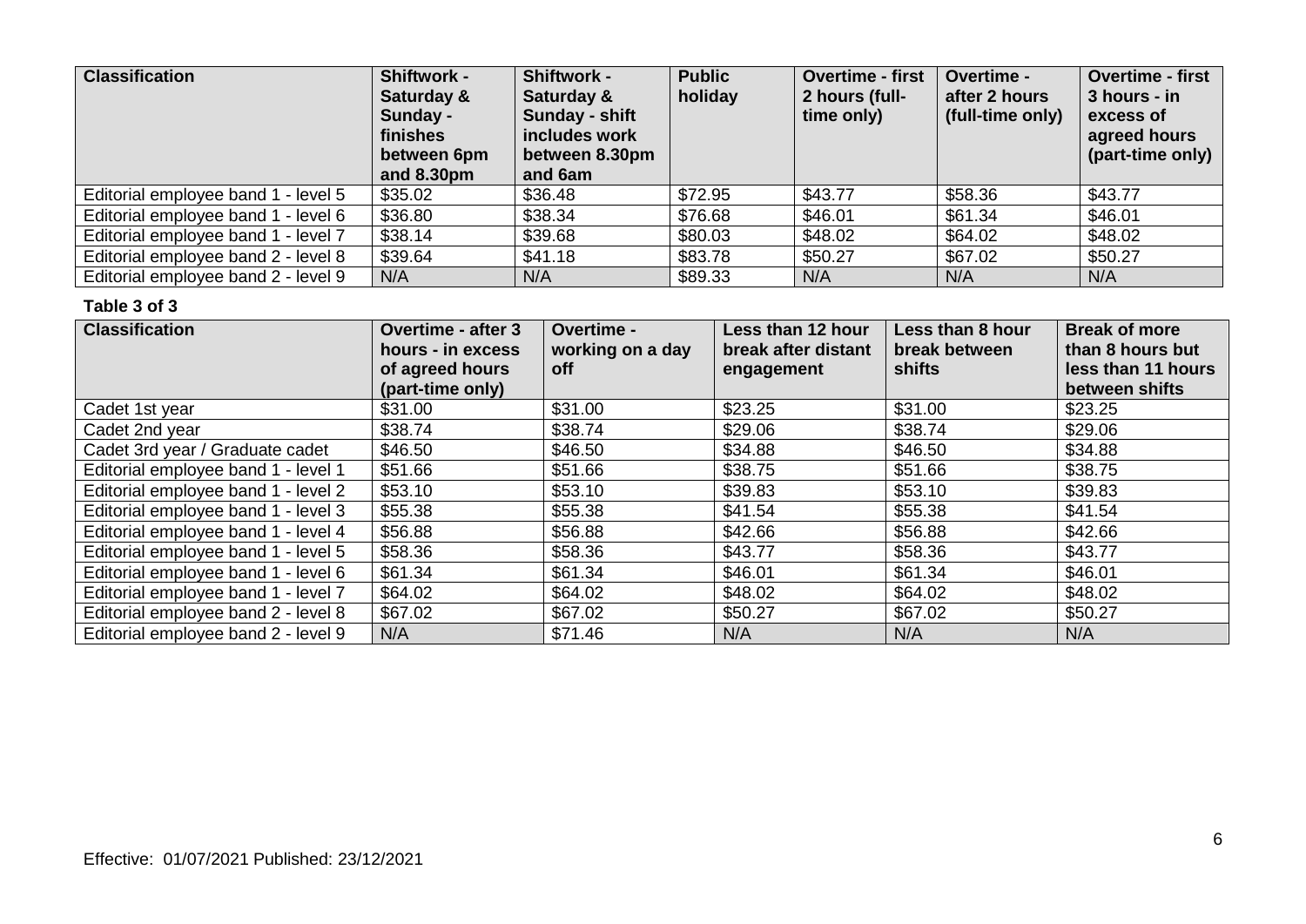| Classification | Shiftwork - Saturday & Sunday - finishes between 6pm and 8.30pm | Shiftwork - Saturday & Sunday - shift includes work between 8.30pm and 6am | Public holiday | Overtime - first 2 hours (full-time only) | Overtime - after 2 hours (full-time only) | Overtime - first 3 hours - in excess of agreed hours (part-time only) |
|---|---|---|---|---|---|---|
| Editorial employee band 1 - level 5 | $35.02 | $36.48 | $72.95 | $43.77 | $58.36 | $43.77 |
| Editorial employee band 1 - level 6 | $36.80 | $38.34 | $76.68 | $46.01 | $61.34 | $46.01 |
| Editorial employee band 1 - level 7 | $38.14 | $39.68 | $80.03 | $48.02 | $64.02 | $48.02 |
| Editorial employee band 2 - level 8 | $39.64 | $41.18 | $83.78 | $50.27 | $67.02 | $50.27 |
| Editorial employee band 2 - level 9 | N/A | N/A | $89.33 | N/A | N/A | N/A |

**Table 3 of 3**

| Classification | Overtime - after 3 hours - in excess of agreed hours (part-time only) | Overtime - working on a day off | Less than 12 hour break after distant engagement | Less than 8 hour break between shifts | Break of more than 8 hours but less than 11 hours between shifts |
|---|---|---|---|---|---|
| Cadet 1st year | $31.00 | $31.00 | $23.25 | $31.00 | $23.25 |
| Cadet 2nd year | $38.74 | $38.74 | $29.06 | $38.74 | $29.06 |
| Cadet 3rd year / Graduate cadet | $46.50 | $46.50 | $34.88 | $46.50 | $34.88 |
| Editorial employee band 1 - level 1 | $51.66 | $51.66 | $38.75 | $51.66 | $38.75 |
| Editorial employee band 1 - level 2 | $53.10 | $53.10 | $39.83 | $53.10 | $39.83 |
| Editorial employee band 1 - level 3 | $55.38 | $55.38 | $41.54 | $55.38 | $41.54 |
| Editorial employee band 1 - level 4 | $56.88 | $56.88 | $42.66 | $56.88 | $42.66 |
| Editorial employee band 1 - level 5 | $58.36 | $58.36 | $43.77 | $58.36 | $43.77 |
| Editorial employee band 1 - level 6 | $61.34 | $61.34 | $46.01 | $61.34 | $46.01 |
| Editorial employee band 1 - level 7 | $64.02 | $64.02 | $48.02 | $64.02 | $48.02 |
| Editorial employee band 2 - level 8 | $67.02 | $67.02 | $50.27 | $67.02 | $50.27 |
| Editorial employee band 2 - level 9 | N/A | $71.46 | N/A | N/A | N/A |

Effective: 01/07/2021 Published: 23/12/2021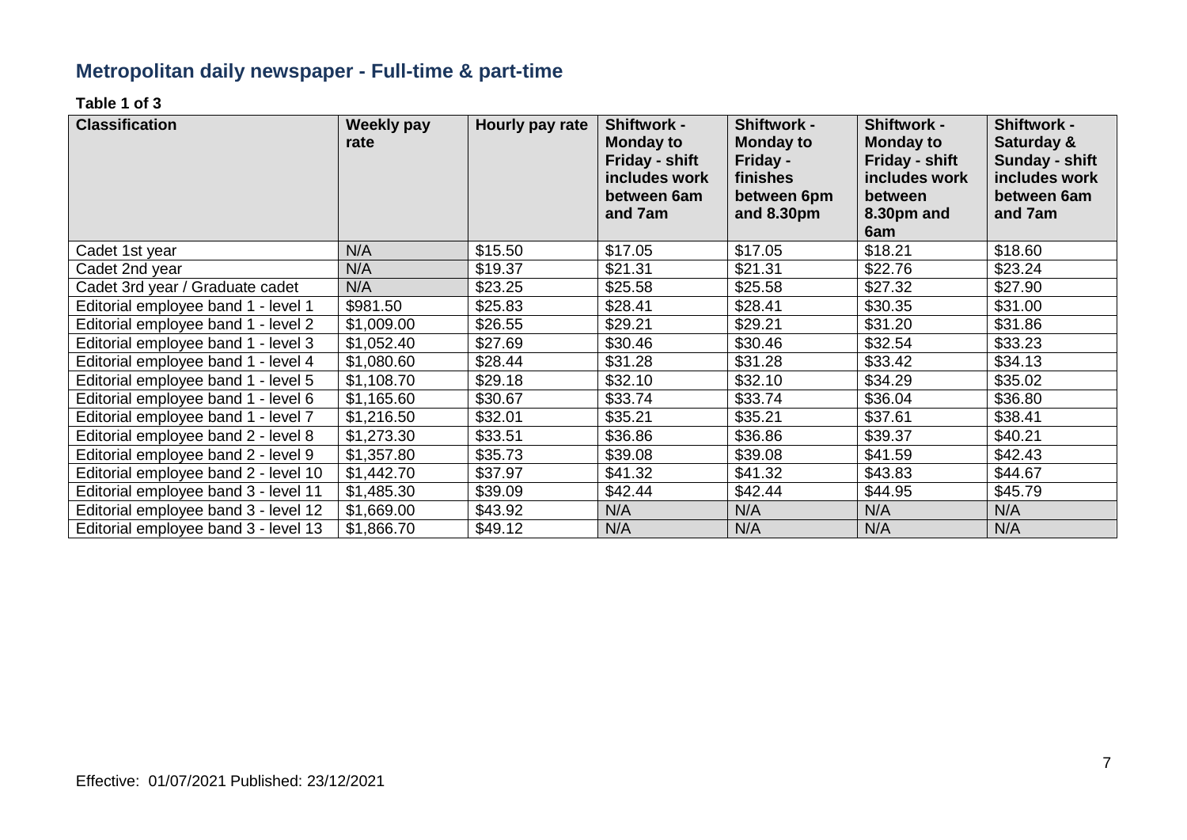## Metropolitan daily newspaper - Full-time & part-time

**Table 1 of 3**

| Classification | Weekly pay rate | Hourly pay rate | Shiftwork - Monday to Friday - shift includes work between 6am and 7am | Shiftwork - Monday to Friday - finishes between 6pm and 8.30pm | Shiftwork - Monday to Friday - shift includes work between 8.30pm and 6am | Shiftwork - Saturday & Sunday - shift includes work between 6am and 7am |
|---|---|---|---|---|---|---|
| Cadet 1st year | N/A | $15.50 | $17.05 | $17.05 | $18.21 | $18.60 |
| Cadet 2nd year | N/A | $19.37 | $21.31 | $21.31 | $22.76 | $23.24 |
| Cadet 3rd year / Graduate cadet | N/A | $23.25 | $25.58 | $25.58 | $27.32 | $27.90 |
| Editorial employee band 1 - level 1 | $981.50 | $25.83 | $28.41 | $28.41 | $30.35 | $31.00 |
| Editorial employee band 1 - level 2 | $1,009.00 | $26.55 | $29.21 | $29.21 | $31.20 | $31.86 |
| Editorial employee band 1 - level 3 | $1,052.40 | $27.69 | $30.46 | $30.46 | $32.54 | $33.23 |
| Editorial employee band 1 - level 4 | $1,080.60 | $28.44 | $31.28 | $31.28 | $33.42 | $34.13 |
| Editorial employee band 1 - level 5 | $1,108.70 | $29.18 | $32.10 | $32.10 | $34.29 | $35.02 |
| Editorial employee band 1 - level 6 | $1,165.60 | $30.67 | $33.74 | $33.74 | $36.04 | $36.80 |
| Editorial employee band 1 - level 7 | $1,216.50 | $32.01 | $35.21 | $35.21 | $37.61 | $38.41 |
| Editorial employee band 2 - level 8 | $1,273.30 | $33.51 | $36.86 | $36.86 | $39.37 | $40.21 |
| Editorial employee band 2 - level 9 | $1,357.80 | $35.73 | $39.08 | $39.08 | $41.59 | $42.43 |
| Editorial employee band 2 - level 10 | $1,442.70 | $37.97 | $41.32 | $41.32 | $43.83 | $44.67 |
| Editorial employee band 3 - level 11 | $1,485.30 | $39.09 | $42.44 | $42.44 | $44.95 | $45.79 |
| Editorial employee band 3 - level 12 | $1,669.00 | $43.92 | N/A | N/A | N/A | N/A |
| Editorial employee band 3 - level 13 | $1,866.70 | $49.12 | N/A | N/A | N/A | N/A |

Effective: 01/07/2021 Published: 23/12/2021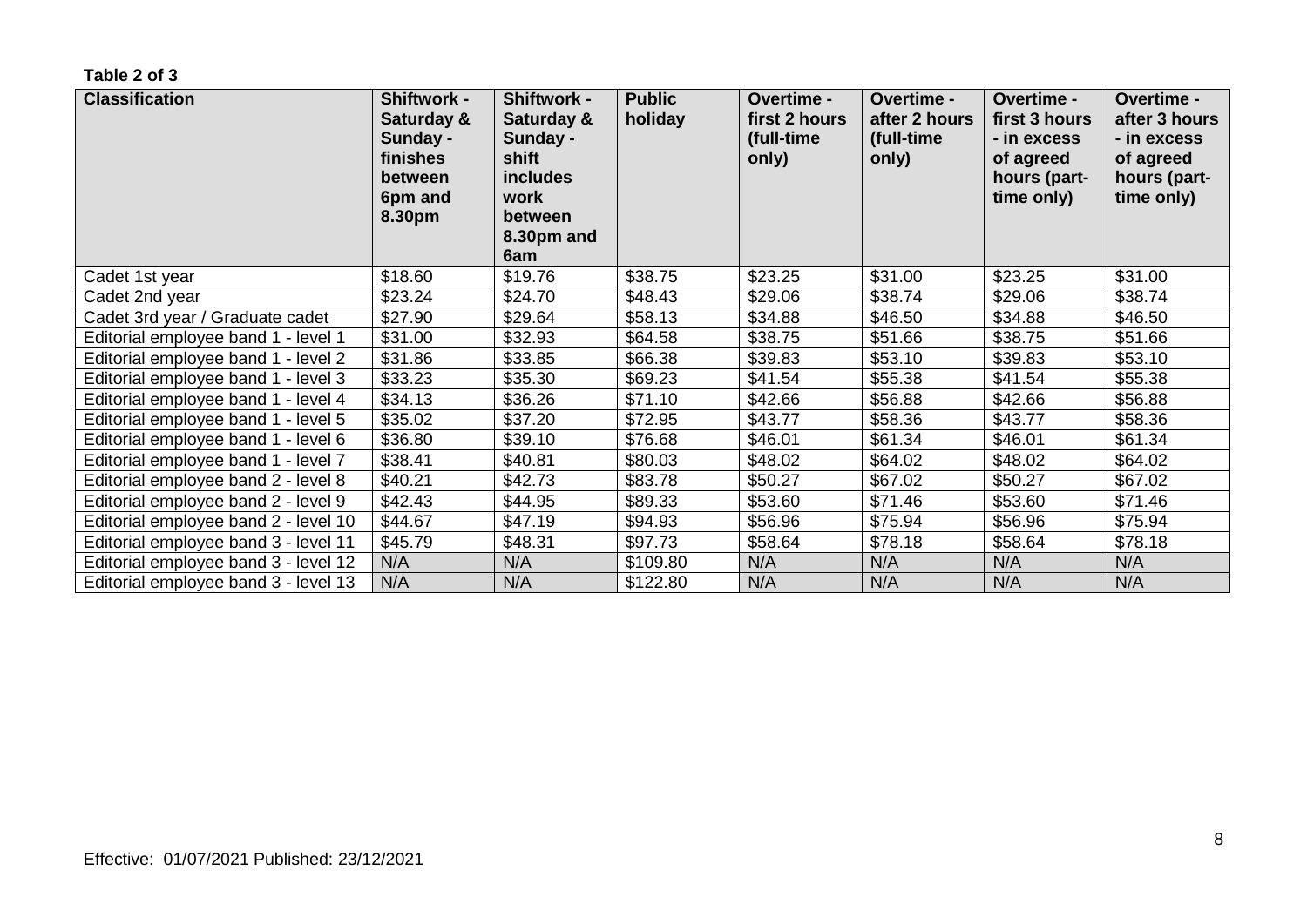**Table 2 of 3**

| Classification | Shiftwork - Saturday & Sunday - finishes between 6pm and 8.30pm | Shiftwork - Saturday & Sunday - shift includes work between 8.30pm and 6am | Public holiday | Overtime - first 2 hours (full-time only) | Overtime - after 2 hours (full-time only) | Overtime - first 3 hours - in excess of agreed hours (part-time only) | Overtime - after 3 hours - in excess of agreed hours (part-time only) |
|---|---|---|---|---|---|---|---|
| Cadet 1st year | $18.60 | $19.76 | $38.75 | $23.25 | $31.00 | $23.25 | $31.00 |
| Cadet 2nd year | $23.24 | $24.70 | $48.43 | $29.06 | $38.74 | $29.06 | $38.74 |
| Cadet 3rd year / Graduate cadet | $27.90 | $29.64 | $58.13 | $34.88 | $46.50 | $34.88 | $46.50 |
| Editorial employee band 1 - level 1 | $31.00 | $32.93 | $64.58 | $38.75 | $51.66 | $38.75 | $51.66 |
| Editorial employee band 1 - level 2 | $31.86 | $33.85 | $66.38 | $39.83 | $53.10 | $39.83 | $53.10 |
| Editorial employee band 1 - level 3 | $33.23 | $35.30 | $69.23 | $41.54 | $55.38 | $41.54 | $55.38 |
| Editorial employee band 1 - level 4 | $34.13 | $36.26 | $71.10 | $42.66 | $56.88 | $42.66 | $56.88 |
| Editorial employee band 1 - level 5 | $35.02 | $37.20 | $72.95 | $43.77 | $58.36 | $43.77 | $58.36 |
| Editorial employee band 1 - level 6 | $36.80 | $39.10 | $76.68 | $46.01 | $61.34 | $46.01 | $61.34 |
| Editorial employee band 1 - level 7 | $38.41 | $40.81 | $80.03 | $48.02 | $64.02 | $48.02 | $64.02 |
| Editorial employee band 2 - level 8 | $40.21 | $42.73 | $83.78 | $50.27 | $67.02 | $50.27 | $67.02 |
| Editorial employee band 2 - level 9 | $42.43 | $44.95 | $89.33 | $53.60 | $71.46 | $53.60 | $71.46 |
| Editorial employee band 2 - level 10 | $44.67 | $47.19 | $94.93 | $56.96 | $75.94 | $56.96 | $75.94 |
| Editorial employee band 3 - level 11 | $45.79 | $48.31 | $97.73 | $58.64 | $78.18 | $58.64 | $78.18 |
| Editorial employee band 3 - level 12 | N/A | N/A | $109.80 | N/A | N/A | N/A | N/A |
| Editorial employee band 3 - level 13 | N/A | N/A | $122.80 | N/A | N/A | N/A | N/A |

Effective: 01/07/2021 Published: 23/12/2021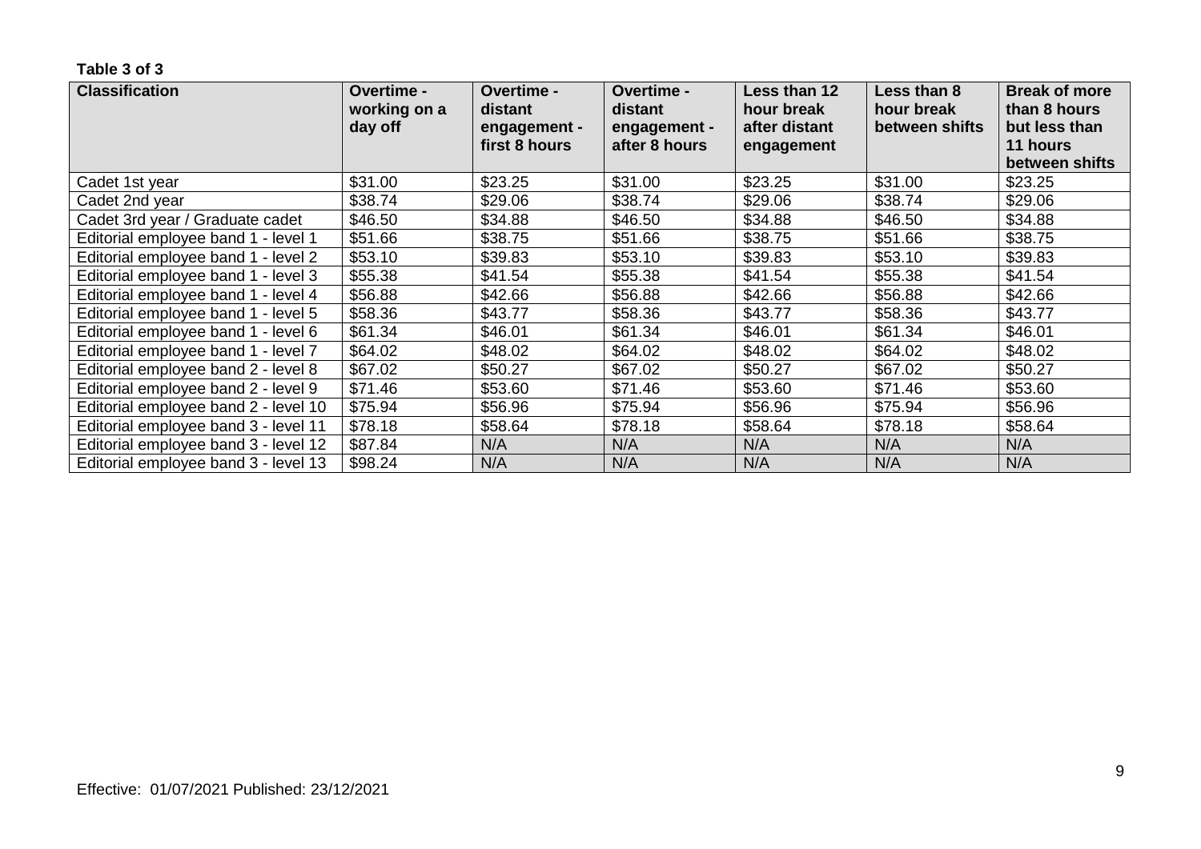**Table 3 of 3**

| Classification | Overtime - working on a day off | Overtime - distant engagement - first 8 hours | Overtime - distant engagement - after 8 hours | Less than 12 hour break after distant engagement | Less than 8 hour break between shifts | Break of more than 8 hours but less than 11 hours between shifts |
|---|---|---|---|---|---|---|
| Cadet 1st year | $31.00 | $23.25 | $31.00 | $23.25 | $31.00 | $23.25 |
| Cadet 2nd year | $38.74 | $29.06 | $38.74 | $29.06 | $38.74 | $29.06 |
| Cadet 3rd year / Graduate cadet | $46.50 | $34.88 | $46.50 | $34.88 | $46.50 | $34.88 |
| Editorial employee band 1 - level 1 | $51.66 | $38.75 | $51.66 | $38.75 | $51.66 | $38.75 |
| Editorial employee band 1 - level 2 | $53.10 | $39.83 | $53.10 | $39.83 | $53.10 | $39.83 |
| Editorial employee band 1 - level 3 | $55.38 | $41.54 | $55.38 | $41.54 | $55.38 | $41.54 |
| Editorial employee band 1 - level 4 | $56.88 | $42.66 | $56.88 | $42.66 | $56.88 | $42.66 |
| Editorial employee band 1 - level 5 | $58.36 | $43.77 | $58.36 | $43.77 | $58.36 | $43.77 |
| Editorial employee band 1 - level 6 | $61.34 | $46.01 | $61.34 | $46.01 | $61.34 | $46.01 |
| Editorial employee band 1 - level 7 | $64.02 | $48.02 | $64.02 | $48.02 | $64.02 | $48.02 |
| Editorial employee band 2 - level 8 | $67.02 | $50.27 | $67.02 | $50.27 | $67.02 | $50.27 |
| Editorial employee band 2 - level 9 | $71.46 | $53.60 | $71.46 | $53.60 | $71.46 | $53.60 |
| Editorial employee band 2 - level 10 | $75.94 | $56.96 | $75.94 | $56.96 | $75.94 | $56.96 |
| Editorial employee band 3 - level 11 | $78.18 | $58.64 | $78.18 | $58.64 | $78.18 | $58.64 |
| Editorial employee band 3 - level 12 | $87.84 | N/A | N/A | N/A | N/A | N/A |
| Editorial employee band 3 - level 13 | $98.24 | N/A | N/A | N/A | N/A | N/A |

Effective: 01/07/2021 Published: 23/12/2021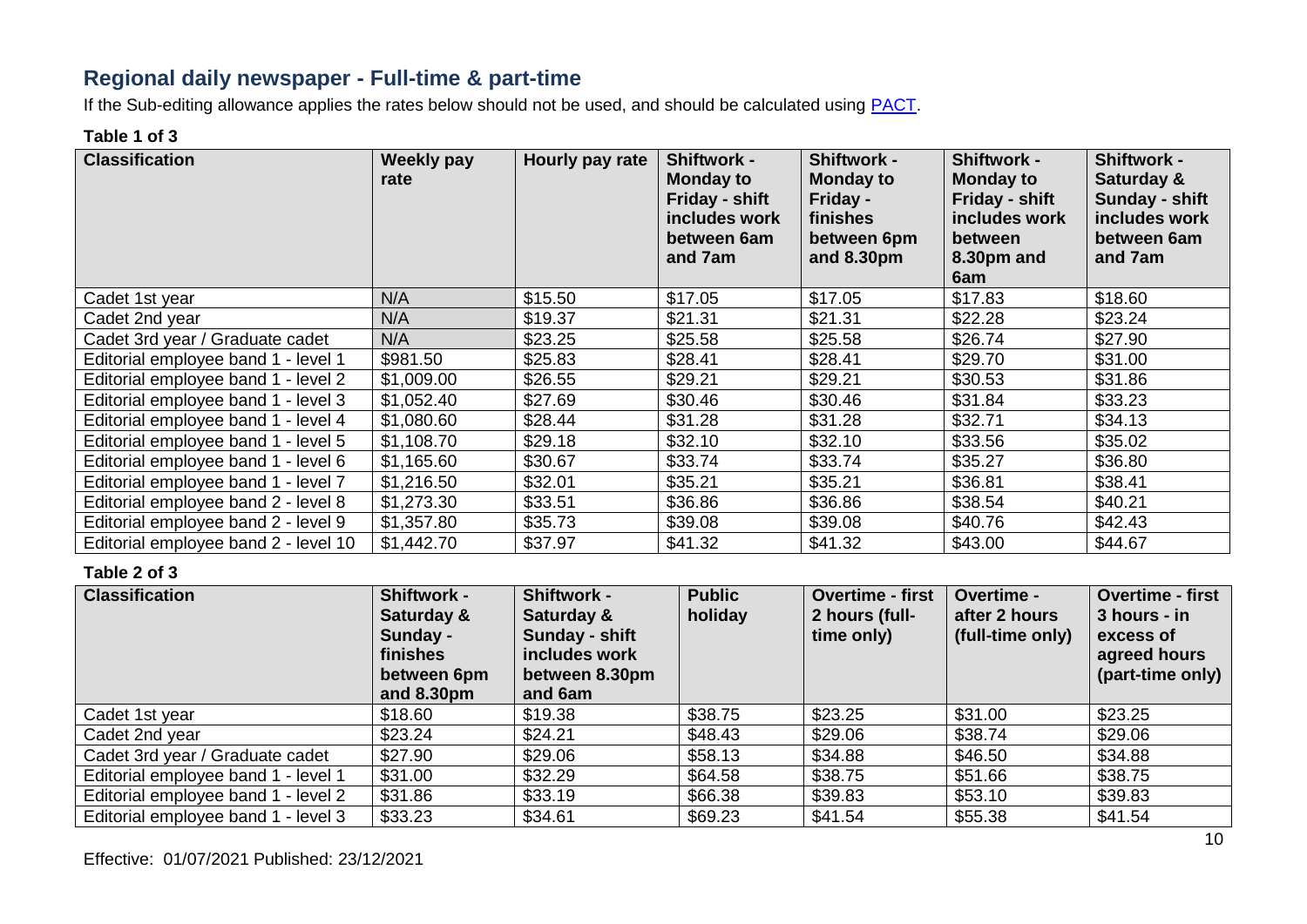## Regional daily newspaper - Full-time & part-time

If the Sub-editing allowance applies the rates below should not be used, and should be calculated using [PACT](#).

**Table 1 of 3**

| Classification | Weekly pay rate | Hourly pay rate | Shiftwork - Monday to Friday - shift includes work between 6am and 7am | Shiftwork - Monday to Friday - finishes between 6pm and 8.30pm | Shiftwork - Monday to Friday - shift includes work between 8.30pm and 6am | Shiftwork - Saturday & Sunday - shift includes work between 6am and 7am |
|---|---|---|---|---|---|---|
| Cadet 1st year | N/A | $15.50 | $17.05 | $17.05 | $17.83 | $18.60 |
| Cadet 2nd year | N/A | $19.37 | $21.31 | $21.31 | $22.28 | $23.24 |
| Cadet 3rd year / Graduate cadet | N/A | $23.25 | $25.58 | $25.58 | $26.74 | $27.90 |
| Editorial employee band 1 - level 1 | $981.50 | $25.83 | $28.41 | $28.41 | $29.70 | $31.00 |
| Editorial employee band 1 - level 2 | $1,009.00 | $26.55 | $29.21 | $29.21 | $30.53 | $31.86 |
| Editorial employee band 1 - level 3 | $1,052.40 | $27.69 | $30.46 | $30.46 | $31.84 | $33.23 |
| Editorial employee band 1 - level 4 | $1,080.60 | $28.44 | $31.28 | $31.28 | $32.71 | $34.13 |
| Editorial employee band 1 - level 5 | $1,108.70 | $29.18 | $32.10 | $32.10 | $33.56 | $35.02 |
| Editorial employee band 1 - level 6 | $1,165.60 | $30.67 | $33.74 | $33.74 | $35.27 | $36.80 |
| Editorial employee band 1 - level 7 | $1,216.50 | $32.01 | $35.21 | $35.21 | $36.81 | $38.41 |
| Editorial employee band 2 - level 8 | $1,273.30 | $33.51 | $36.86 | $36.86 | $38.54 | $40.21 |
| Editorial employee band 2 - level 9 | $1,357.80 | $35.73 | $39.08 | $39.08 | $40.76 | $42.43 |
| Editorial employee band 2 - level 10 | $1,442.70 | $37.97 | $41.32 | $41.32 | $43.00 | $44.67 |

**Table 2 of 3**

| Classification | Shiftwork - Saturday & Sunday - finishes between 6pm and 8.30pm | Shiftwork - Saturday & Sunday - shift includes work between 8.30pm and 6am | Public holiday | Overtime - first 2 hours (full-time only) | Overtime - after 2 hours (full-time only) | Overtime - first 3 hours - in excess of agreed hours (part-time only) |
|---|---|---|---|---|---|---|
| Cadet 1st year | $18.60 | $19.38 | $38.75 | $23.25 | $31.00 | $23.25 |
| Cadet 2nd year | $23.24 | $24.21 | $48.43 | $29.06 | $38.74 | $29.06 |
| Cadet 3rd year / Graduate cadet | $27.90 | $29.06 | $58.13 | $34.88 | $46.50 | $34.88 |
| Editorial employee band 1 - level 1 | $31.00 | $32.29 | $64.58 | $38.75 | $51.66 | $38.75 |
| Editorial employee band 1 - level 2 | $31.86 | $33.19 | $66.38 | $39.83 | $53.10 | $39.83 |
| Editorial employee band 1 - level 3 | $33.23 | $34.61 | $69.23 | $41.54 | $55.38 | $41.54 |

Effective: 01/07/2021 Published: 23/12/2021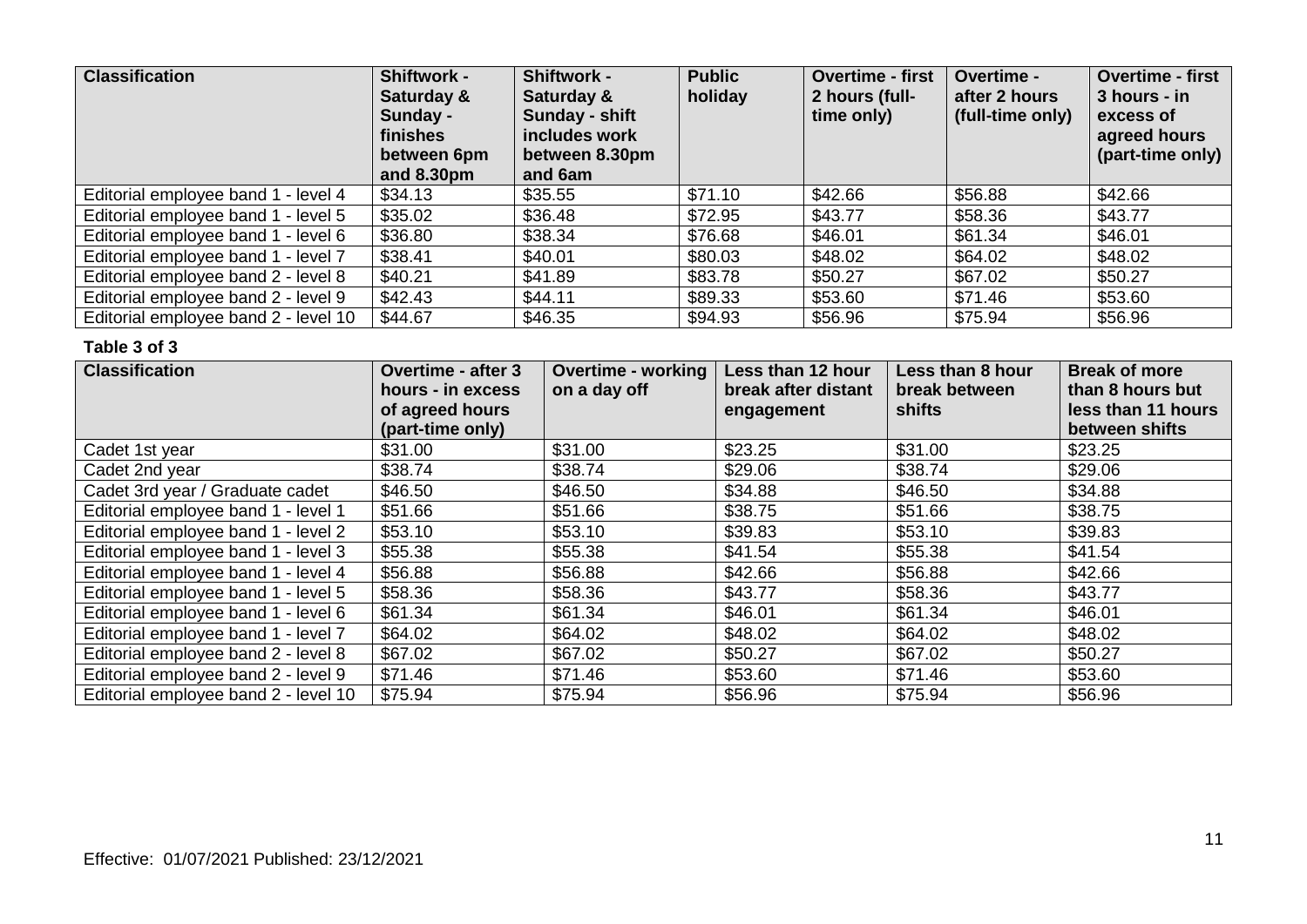| Classification | Shiftwork - Saturday & Sunday - finishes between 6pm and 8.30pm | Shiftwork - Saturday & Sunday - shift includes work between 8.30pm and 6am | Public holiday | Overtime - first 2 hours (full-time only) | Overtime - after 2 hours (full-time only) | Overtime - first 3 hours - in excess of agreed hours (part-time only) |
|---|---|---|---|---|---|---|
| Editorial employee band 1 - level 4 | $34.13 | $35.55 | $71.10 | $42.66 | $56.88 | $42.66 |
| Editorial employee band 1 - level 5 | $35.02 | $36.48 | $72.95 | $43.77 | $58.36 | $43.77 |
| Editorial employee band 1 - level 6 | $36.80 | $38.34 | $76.68 | $46.01 | $61.34 | $46.01 |
| Editorial employee band 1 - level 7 | $38.41 | $40.01 | $80.03 | $48.02 | $64.02 | $48.02 |
| Editorial employee band 2 - level 8 | $40.21 | $41.89 | $83.78 | $50.27 | $67.02 | $50.27 |
| Editorial employee band 2 - level 9 | $42.43 | $44.11 | $89.33 | $53.60 | $71.46 | $53.60 |
| Editorial employee band 2 - level 10 | $44.67 | $46.35 | $94.93 | $56.96 | $75.94 | $56.96 |

**Table 3 of 3**

| Classification | Overtime - after 3 hours - in excess of agreed hours (part-time only) | Overtime - working on a day off | Less than 12 hour break after distant engagement | Less than 8 hour break between shifts | Break of more than 8 hours but less than 11 hours between shifts |
|---|---|---|---|---|---|
| Cadet 1st year | $31.00 | $31.00 | $23.25 | $31.00 | $23.25 |
| Cadet 2nd year | $38.74 | $38.74 | $29.06 | $38.74 | $29.06 |
| Cadet 3rd year / Graduate cadet | $46.50 | $46.50 | $34.88 | $46.50 | $34.88 |
| Editorial employee band 1 - level 1 | $51.66 | $51.66 | $38.75 | $51.66 | $38.75 |
| Editorial employee band 1 - level 2 | $53.10 | $53.10 | $39.83 | $53.10 | $39.83 |
| Editorial employee band 1 - level 3 | $55.38 | $55.38 | $41.54 | $55.38 | $41.54 |
| Editorial employee band 1 - level 4 | $56.88 | $56.88 | $42.66 | $56.88 | $42.66 |
| Editorial employee band 1 - level 5 | $58.36 | $58.36 | $43.77 | $58.36 | $43.77 |
| Editorial employee band 1 - level 6 | $61.34 | $61.34 | $46.01 | $61.34 | $46.01 |
| Editorial employee band 1 - level 7 | $64.02 | $64.02 | $48.02 | $64.02 | $48.02 |
| Editorial employee band 2 - level 8 | $67.02 | $67.02 | $50.27 | $67.02 | $50.27 |
| Editorial employee band 2 - level 9 | $71.46 | $71.46 | $53.60 | $71.46 | $53.60 |
| Editorial employee band 2 - level 10 | $75.94 | $75.94 | $56.96 | $75.94 | $56.96 |

Effective: 01/07/2021 Published: 23/12/2021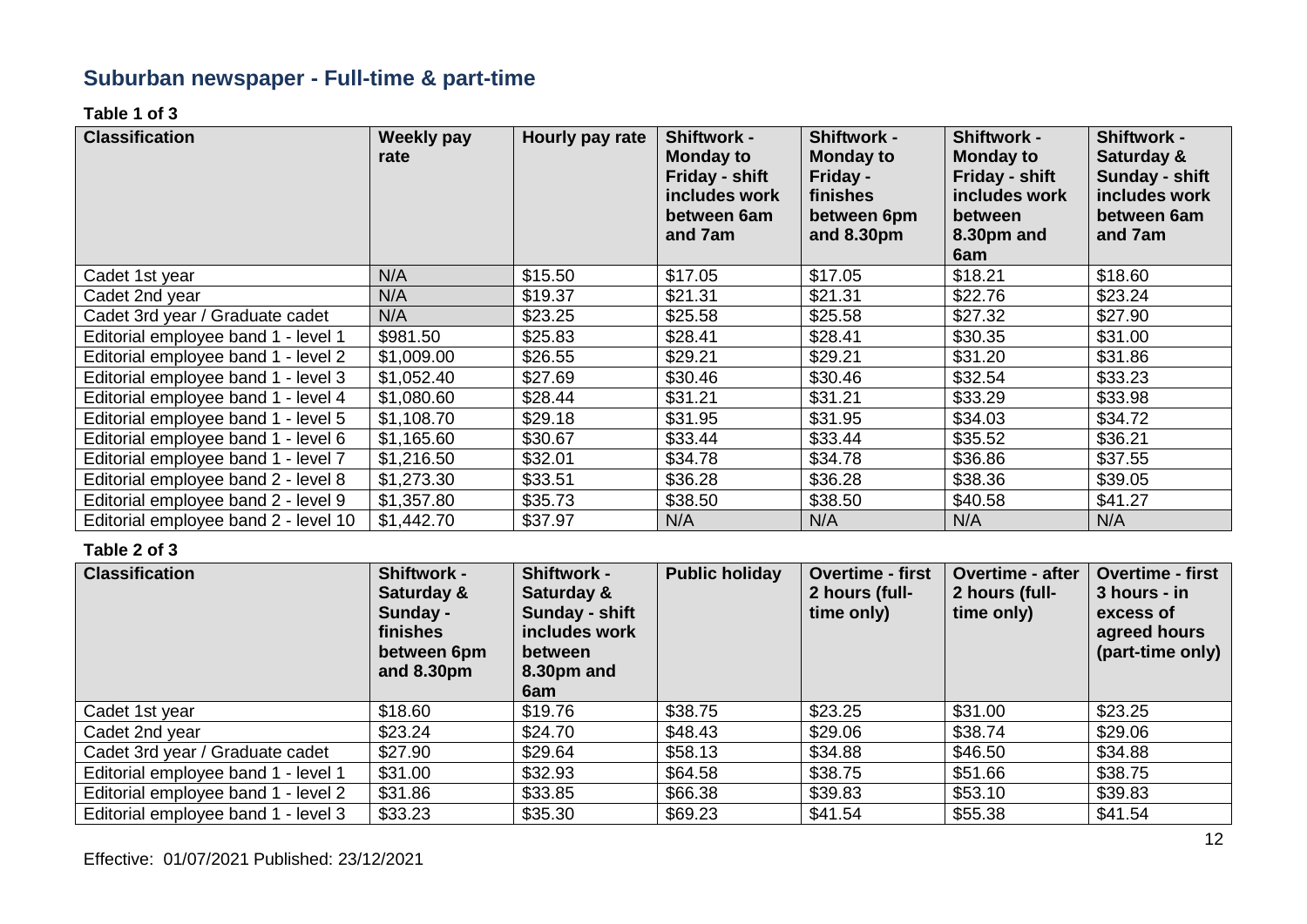## Suburban newspaper - Full-time & part-time

**Table 1 of 3**

| Classification | Weekly pay rate | Hourly pay rate | Shiftwork - Monday to Friday - shift includes work between 6am and 7am | Shiftwork - Monday to Friday - finishes between 6pm and 8.30pm | Shiftwork - Monday to Friday - shift includes work between 8.30pm and 6am | Shiftwork - Saturday & Sunday - shift includes work between 6am and 7am |
|---|---|---|---|---|---|---|
| Cadet 1st year | N/A | $15.50 | $17.05 | $17.05 | $18.21 | $18.60 |
| Cadet 2nd year | N/A | $19.37 | $21.31 | $21.31 | $22.76 | $23.24 |
| Cadet 3rd year / Graduate cadet | N/A | $23.25 | $25.58 | $25.58 | $27.32 | $27.90 |
| Editorial employee band 1 - level 1 | $981.50 | $25.83 | $28.41 | $28.41 | $30.35 | $31.00 |
| Editorial employee band 1 - level 2 | $1,009.00 | $26.55 | $29.21 | $29.21 | $31.20 | $31.86 |
| Editorial employee band 1 - level 3 | $1,052.40 | $27.69 | $30.46 | $30.46 | $32.54 | $33.23 |
| Editorial employee band 1 - level 4 | $1,080.60 | $28.44 | $31.21 | $31.21 | $33.29 | $33.98 |
| Editorial employee band 1 - level 5 | $1,108.70 | $29.18 | $31.95 | $31.95 | $34.03 | $34.72 |
| Editorial employee band 1 - level 6 | $1,165.60 | $30.67 | $33.44 | $33.44 | $35.52 | $36.21 |
| Editorial employee band 1 - level 7 | $1,216.50 | $32.01 | $34.78 | $34.78 | $36.86 | $37.55 |
| Editorial employee band 2 - level 8 | $1,273.30 | $33.51 | $36.28 | $36.28 | $38.36 | $39.05 |
| Editorial employee band 2 - level 9 | $1,357.80 | $35.73 | $38.50 | $38.50 | $40.58 | $41.27 |
| Editorial employee band 2 - level 10 | $1,442.70 | $37.97 | N/A | N/A | N/A | N/A |

**Table 2 of 3**

| Classification | Shiftwork - Saturday & Sunday - finishes between 6pm and 8.30pm | Shiftwork - Saturday & Sunday - shift includes work between 8.30pm and 6am | Public holiday | Overtime - first 2 hours (full-time only) | Overtime - after 2 hours (full-time only) | Overtime - first 3 hours - in excess of agreed hours (part-time only) |
|---|---|---|---|---|---|---|
| Cadet 1st year | $18.60 | $19.76 | $38.75 | $23.25 | $31.00 | $23.25 |
| Cadet 2nd year | $23.24 | $24.70 | $48.43 | $29.06 | $38.74 | $29.06 |
| Cadet 3rd year / Graduate cadet | $27.90 | $29.64 | $58.13 | $34.88 | $46.50 | $34.88 |
| Editorial employee band 1 - level 1 | $31.00 | $32.93 | $64.58 | $38.75 | $51.66 | $38.75 |
| Editorial employee band 1 - level 2 | $31.86 | $33.85 | $66.38 | $39.83 | $53.10 | $39.83 |
| Editorial employee band 1 - level 3 | $33.23 | $35.30 | $69.23 | $41.54 | $55.38 | $41.54 |

Effective: 01/07/2021 Published: 23/12/2021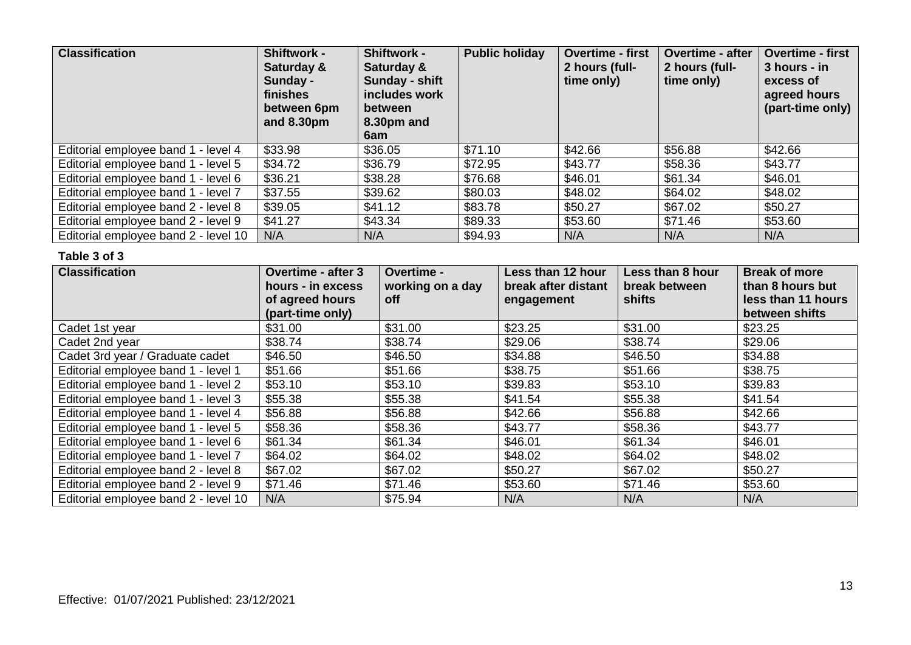| Classification | Shiftwork - Saturday & Sunday - finishes between 6pm and 8.30pm | Shiftwork - Saturday & Sunday - shift includes work between 8.30pm and 6am | Public holiday | Overtime - first 2 hours (full-time only) | Overtime - after 2 hours (full-time only) | Overtime - first 3 hours - in excess of agreed hours (part-time only) |
|---|---|---|---|---|---|---|
| Editorial employee band 1 - level 4 | $33.98 | $36.05 | $71.10 | $42.66 | $56.88 | $42.66 |
| Editorial employee band 1 - level 5 | $34.72 | $36.79 | $72.95 | $43.77 | $58.36 | $43.77 |
| Editorial employee band 1 - level 6 | $36.21 | $38.28 | $76.68 | $46.01 | $61.34 | $46.01 |
| Editorial employee band 1 - level 7 | $37.55 | $39.62 | $80.03 | $48.02 | $64.02 | $48.02 |
| Editorial employee band 2 - level 8 | $39.05 | $41.12 | $83.78 | $50.27 | $67.02 | $50.27 |
| Editorial employee band 2 - level 9 | $41.27 | $43.34 | $89.33 | $53.60 | $71.46 | $53.60 |
| Editorial employee band 2 - level 10 | N/A | N/A | $94.93 | N/A | N/A | N/A |

**Table 3 of 3**

| Classification | Overtime - after 3 hours - in excess of agreed hours (part-time only) | Overtime - working on a day off | Less than 12 hour break after distant engagement | Less than 8 hour break between shifts | Break of more than 8 hours but less than 11 hours between shifts |
|---|---|---|---|---|---|
| Cadet 1st year | $31.00 | $31.00 | $23.25 | $31.00 | $23.25 |
| Cadet 2nd year | $38.74 | $38.74 | $29.06 | $38.74 | $29.06 |
| Cadet 3rd year / Graduate cadet | $46.50 | $46.50 | $34.88 | $46.50 | $34.88 |
| Editorial employee band 1 - level 1 | $51.66 | $51.66 | $38.75 | $51.66 | $38.75 |
| Editorial employee band 1 - level 2 | $53.10 | $53.10 | $39.83 | $53.10 | $39.83 |
| Editorial employee band 1 - level 3 | $55.38 | $55.38 | $41.54 | $55.38 | $41.54 |
| Editorial employee band 1 - level 4 | $56.88 | $56.88 | $42.66 | $56.88 | $42.66 |
| Editorial employee band 1 - level 5 | $58.36 | $58.36 | $43.77 | $58.36 | $43.77 |
| Editorial employee band 1 - level 6 | $61.34 | $61.34 | $46.01 | $61.34 | $46.01 |
| Editorial employee band 1 - level 7 | $64.02 | $64.02 | $48.02 | $64.02 | $48.02 |
| Editorial employee band 2 - level 8 | $67.02 | $67.02 | $50.27 | $67.02 | $50.27 |
| Editorial employee band 2 - level 9 | $71.46 | $71.46 | $53.60 | $71.46 | $53.60 |
| Editorial employee band 2 - level 10 | N/A | $75.94 | N/A | N/A | N/A |

Effective: 01/07/2021 Published: 23/12/2021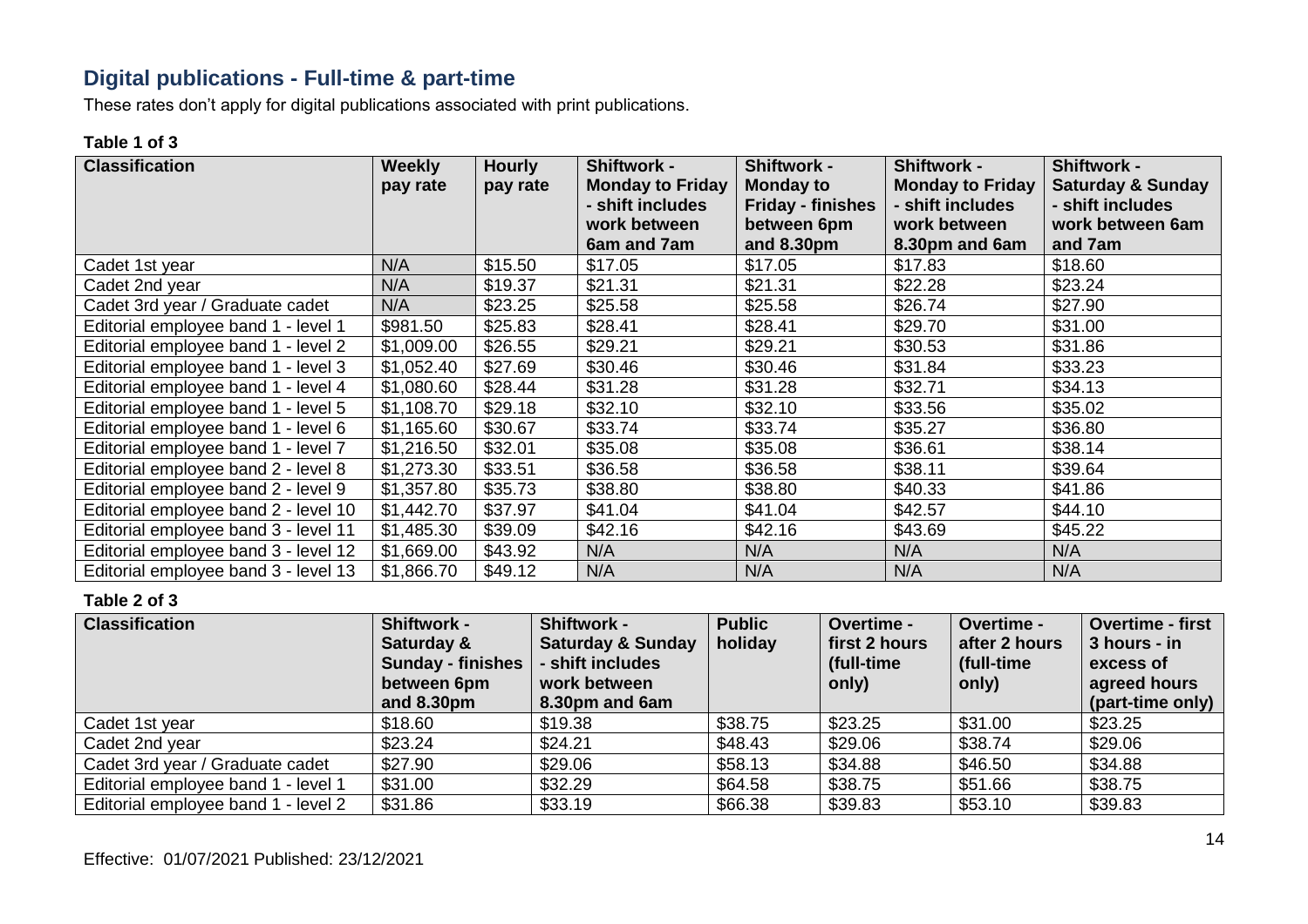## Digital publications - Full-time & part-time

These rates don't apply for digital publications associated with print publications.

**Table 1 of 3**

| Classification | Weekly pay rate | Hourly pay rate | Shiftwork - Monday to Friday - shift includes work between 6am and 7am | Shiftwork - Monday to Friday - finishes between 6pm and 8.30pm | Shiftwork - Monday to Friday - shift includes work between 8.30pm and 6am | Shiftwork - Saturday & Sunday - shift includes work between 6am and 7am |
|---|---|---|---|---|---|---|
| Cadet 1st year | N/A | $15.50 | $17.05 | $17.05 | $17.83 | $18.60 |
| Cadet 2nd year | N/A | $19.37 | $21.31 | $21.31 | $22.28 | $23.24 |
| Cadet 3rd year / Graduate cadet | N/A | $23.25 | $25.58 | $25.58 | $26.74 | $27.90 |
| Editorial employee band 1 - level 1 | $981.50 | $25.83 | $28.41 | $28.41 | $29.70 | $31.00 |
| Editorial employee band 1 - level 2 | $1,009.00 | $26.55 | $29.21 | $29.21 | $30.53 | $31.86 |
| Editorial employee band 1 - level 3 | $1,052.40 | $27.69 | $30.46 | $30.46 | $31.84 | $33.23 |
| Editorial employee band 1 - level 4 | $1,080.60 | $28.44 | $31.28 | $31.28 | $32.71 | $34.13 |
| Editorial employee band 1 - level 5 | $1,108.70 | $29.18 | $32.10 | $32.10 | $33.56 | $35.02 |
| Editorial employee band 1 - level 6 | $1,165.60 | $30.67 | $33.74 | $33.74 | $35.27 | $36.80 |
| Editorial employee band 1 - level 7 | $1,216.50 | $32.01 | $35.08 | $35.08 | $36.61 | $38.14 |
| Editorial employee band 2 - level 8 | $1,273.30 | $33.51 | $36.58 | $36.58 | $38.11 | $39.64 |
| Editorial employee band 2 - level 9 | $1,357.80 | $35.73 | $38.80 | $38.80 | $40.33 | $41.86 |
| Editorial employee band 2 - level 10 | $1,442.70 | $37.97 | $41.04 | $41.04 | $42.57 | $44.10 |
| Editorial employee band 3 - level 11 | $1,485.30 | $39.09 | $42.16 | $42.16 | $43.69 | $45.22 |
| Editorial employee band 3 - level 12 | $1,669.00 | $43.92 | N/A | N/A | N/A | N/A |
| Editorial employee band 3 - level 13 | $1,866.70 | $49.12 | N/A | N/A | N/A | N/A |

**Table 2 of 3**

| Classification | Shiftwork - Saturday & Sunday - finishes between 6pm and 8.30pm | Shiftwork - Saturday & Sunday - shift includes work between 8.30pm and 6am | Public holiday | Overtime - first 2 hours (full-time only) | Overtime - after 2 hours (full-time only) | Overtime - first 3 hours - in excess of agreed hours (part-time only) |
|---|---|---|---|---|---|---|
| Cadet 1st year | $18.60 | $19.38 | $38.75 | $23.25 | $31.00 | $23.25 |
| Cadet 2nd year | $23.24 | $24.21 | $48.43 | $29.06 | $38.74 | $29.06 |
| Cadet 3rd year / Graduate cadet | $27.90 | $29.06 | $58.13 | $34.88 | $46.50 | $34.88 |
| Editorial employee band 1 - level 1 | $31.00 | $32.29 | $64.58 | $38.75 | $51.66 | $38.75 |
| Editorial employee band 1 - level 2 | $31.86 | $33.19 | $66.38 | $39.83 | $53.10 | $39.83 |

Effective: 01/07/2021 Published: 23/12/2021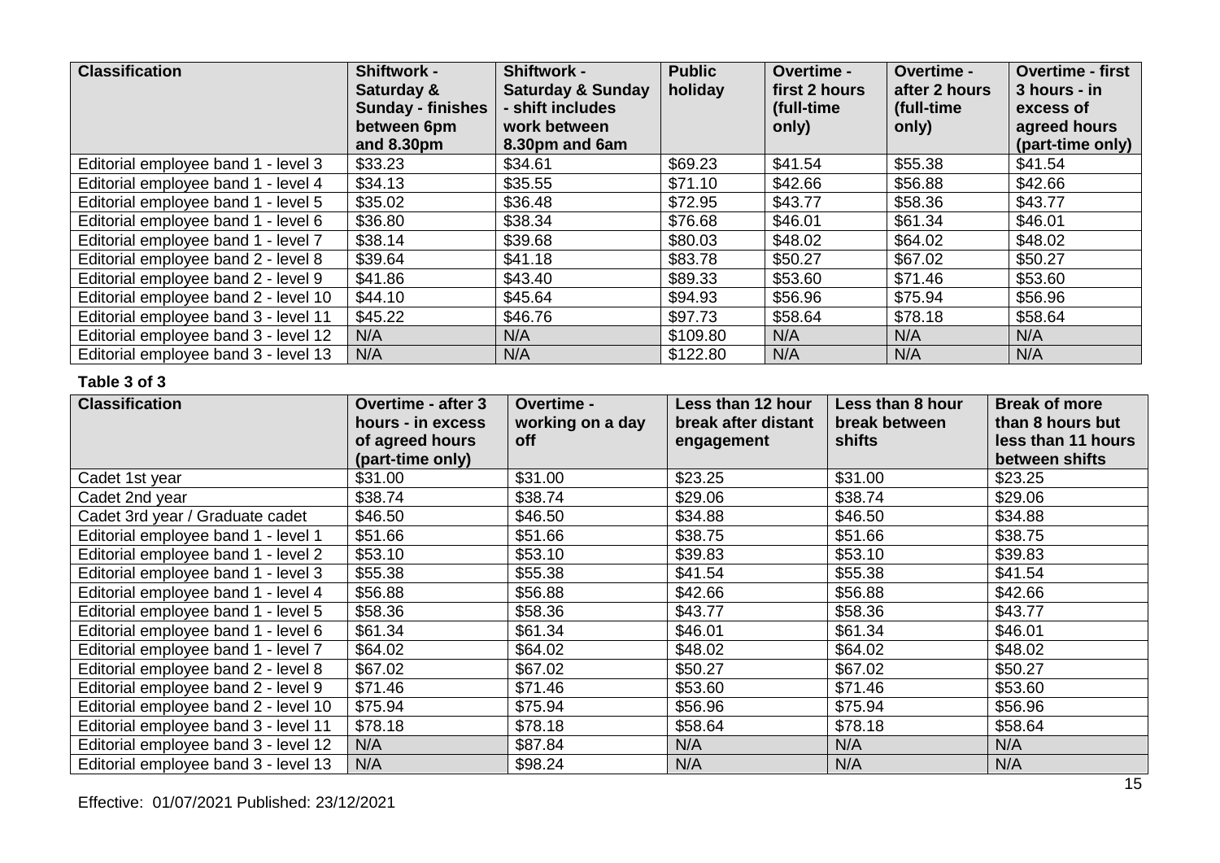| Classification | Shiftwork - Saturday & Sunday - finishes between 6pm and 8.30pm | Shiftwork - Saturday & Sunday - shift includes work between 8.30pm and 6am | Public holiday | Overtime - first 2 hours (full-time only) | Overtime - after 2 hours (full-time only) | Overtime - first 3 hours - in excess of agreed hours (part-time only) |
|---|---|---|---|---|---|---|
| Editorial employee band 1 - level 3 | $33.23 | $34.61 | $69.23 | $41.54 | $55.38 | $41.54 |
| Editorial employee band 1 - level 4 | $34.13 | $35.55 | $71.10 | $42.66 | $56.88 | $42.66 |
| Editorial employee band 1 - level 5 | $35.02 | $36.48 | $72.95 | $43.77 | $58.36 | $43.77 |
| Editorial employee band 1 - level 6 | $36.80 | $38.34 | $76.68 | $46.01 | $61.34 | $46.01 |
| Editorial employee band 1 - level 7 | $38.14 | $39.68 | $80.03 | $48.02 | $64.02 | $48.02 |
| Editorial employee band 2 - level 8 | $39.64 | $41.18 | $83.78 | $50.27 | $67.02 | $50.27 |
| Editorial employee band 2 - level 9 | $41.86 | $43.40 | $89.33 | $53.60 | $71.46 | $53.60 |
| Editorial employee band 2 - level 10 | $44.10 | $45.64 | $94.93 | $56.96 | $75.94 | $56.96 |
| Editorial employee band 3 - level 11 | $45.22 | $46.76 | $97.73 | $58.64 | $78.18 | $58.64 |
| Editorial employee band 3 - level 12 | N/A | N/A | $109.80 | N/A | N/A | N/A |
| Editorial employee band 3 - level 13 | N/A | N/A | $122.80 | N/A | N/A | N/A |

**Table 3 of 3**

| Classification | Overtime - after 3 hours - in excess of agreed hours (part-time only) | Overtime - working on a day off | Less than 12 hour break after distant engagement | Less than 8 hour break between shifts | Break of more than 8 hours but less than 11 hours between shifts |
|---|---|---|---|---|---|
| Cadet 1st year | $31.00 | $31.00 | $23.25 | $31.00 | $23.25 |
| Cadet 2nd year | $38.74 | $38.74 | $29.06 | $38.74 | $29.06 |
| Cadet 3rd year / Graduate cadet | $46.50 | $46.50 | $34.88 | $46.50 | $34.88 |
| Editorial employee band 1 - level 1 | $51.66 | $51.66 | $38.75 | $51.66 | $38.75 |
| Editorial employee band 1 - level 2 | $53.10 | $53.10 | $39.83 | $53.10 | $39.83 |
| Editorial employee band 1 - level 3 | $55.38 | $55.38 | $41.54 | $55.38 | $41.54 |
| Editorial employee band 1 - level 4 | $56.88 | $56.88 | $42.66 | $56.88 | $42.66 |
| Editorial employee band 1 - level 5 | $58.36 | $58.36 | $43.77 | $58.36 | $43.77 |
| Editorial employee band 1 - level 6 | $61.34 | $61.34 | $46.01 | $61.34 | $46.01 |
| Editorial employee band 1 - level 7 | $64.02 | $64.02 | $48.02 | $64.02 | $48.02 |
| Editorial employee band 2 - level 8 | $67.02 | $67.02 | $50.27 | $67.02 | $50.27 |
| Editorial employee band 2 - level 9 | $71.46 | $71.46 | $53.60 | $71.46 | $53.60 |
| Editorial employee band 2 - level 10 | $75.94 | $75.94 | $56.96 | $75.94 | $56.96 |
| Editorial employee band 3 - level 11 | $78.18 | $78.18 | $58.64 | $78.18 | $58.64 |
| Editorial employee band 3 - level 12 | N/A | $87.84 | N/A | N/A | N/A |
| Editorial employee band 3 - level 13 | N/A | $98.24 | N/A | N/A | N/A |

Effective: 01/07/2021 Published: 23/12/2021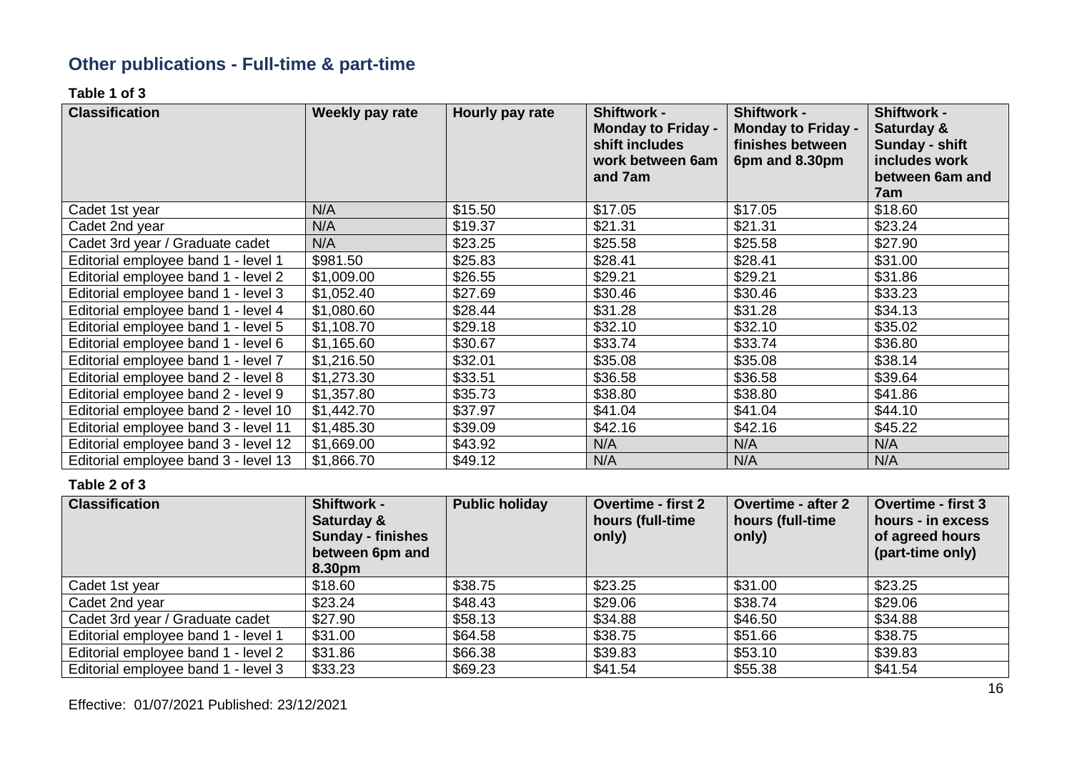## Other publications - Full-time & part-time

**Table 1 of 3**

| Classification | Weekly pay rate | Hourly pay rate | Shiftwork - Monday to Friday - shift includes work between 6am and 7am | Shiftwork - Monday to Friday - finishes between 6pm and 8.30pm | Shiftwork - Saturday & Sunday - shift includes work between 6am and 7am |
|---|---|---|---|---|---|
| Cadet 1st year | N/A | $15.50 | $17.05 | $17.05 | $18.60 |
| Cadet 2nd year | N/A | $19.37 | $21.31 | $21.31 | $23.24 |
| Cadet 3rd year / Graduate cadet | N/A | $23.25 | $25.58 | $25.58 | $27.90 |
| Editorial employee band 1 - level 1 | $981.50 | $25.83 | $28.41 | $28.41 | $31.00 |
| Editorial employee band 1 - level 2 | $1,009.00 | $26.55 | $29.21 | $29.21 | $31.86 |
| Editorial employee band 1 - level 3 | $1,052.40 | $27.69 | $30.46 | $30.46 | $33.23 |
| Editorial employee band 1 - level 4 | $1,080.60 | $28.44 | $31.28 | $31.28 | $34.13 |
| Editorial employee band 1 - level 5 | $1,108.70 | $29.18 | $32.10 | $32.10 | $35.02 |
| Editorial employee band 1 - level 6 | $1,165.60 | $30.67 | $33.74 | $33.74 | $36.80 |
| Editorial employee band 1 - level 7 | $1,216.50 | $32.01 | $35.08 | $35.08 | $38.14 |
| Editorial employee band 2 - level 8 | $1,273.30 | $33.51 | $36.58 | $36.58 | $39.64 |
| Editorial employee band 2 - level 9 | $1,357.80 | $35.73 | $38.80 | $38.80 | $41.86 |
| Editorial employee band 2 - level 10 | $1,442.70 | $37.97 | $41.04 | $41.04 | $44.10 |
| Editorial employee band 3 - level 11 | $1,485.30 | $39.09 | $42.16 | $42.16 | $45.22 |
| Editorial employee band 3 - level 12 | $1,669.00 | $43.92 | N/A | N/A | N/A |
| Editorial employee band 3 - level 13 | $1,866.70 | $49.12 | N/A | N/A | N/A |

**Table 2 of 3**

| Classification | Shiftwork - Saturday & Sunday - finishes between 6pm and 8.30pm | Public holiday | Overtime - first 2 hours (full-time only) | Overtime - after 2 hours (full-time only) | Overtime - first 3 hours - in excess of agreed hours (part-time only) |
|---|---|---|---|---|---|
| Cadet 1st year | $18.60 | $38.75 | $23.25 | $31.00 | $23.25 |
| Cadet 2nd year | $23.24 | $48.43 | $29.06 | $38.74 | $29.06 |
| Cadet 3rd year / Graduate cadet | $27.90 | $58.13 | $34.88 | $46.50 | $34.88 |
| Editorial employee band 1 - level 1 | $31.00 | $64.58 | $38.75 | $51.66 | $38.75 |
| Editorial employee band 1 - level 2 | $31.86 | $66.38 | $39.83 | $53.10 | $39.83 |
| Editorial employee band 1 - level 3 | $33.23 | $69.23 | $41.54 | $55.38 | $41.54 |

Effective: 01/07/2021 Published: 23/12/2021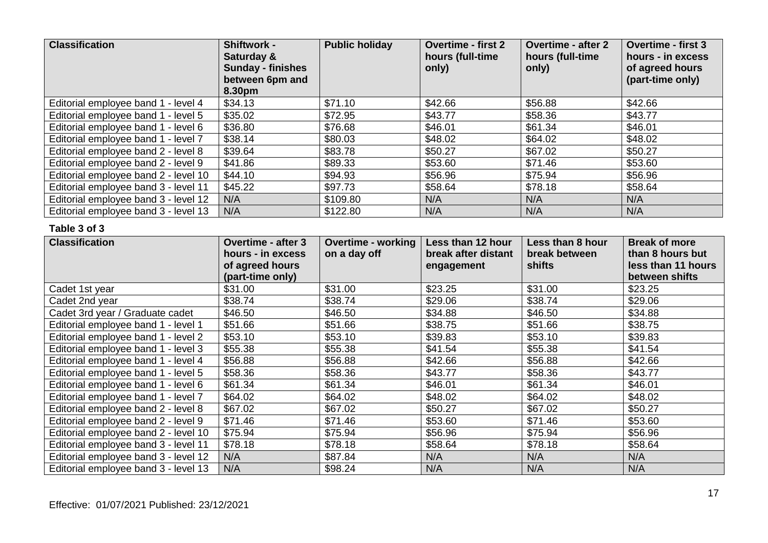| Classification | Shiftwork - Saturday & Sunday - finishes between 6pm and 8.30pm | Public holiday | Overtime - first 2 hours (full-time only) | Overtime - after 2 hours (full-time only) | Overtime - first 3 hours - in excess of agreed hours (part-time only) |
|---|---|---|---|---|---|
| Editorial employee band 1 - level 4 | $34.13 | $71.10 | $42.66 | $56.88 | $42.66 |
| Editorial employee band 1 - level 5 | $35.02 | $72.95 | $43.77 | $58.36 | $43.77 |
| Editorial employee band 1 - level 6 | $36.80 | $76.68 | $46.01 | $61.34 | $46.01 |
| Editorial employee band 1 - level 7 | $38.14 | $80.03 | $48.02 | $64.02 | $48.02 |
| Editorial employee band 2 - level 8 | $39.64 | $83.78 | $50.27 | $67.02 | $50.27 |
| Editorial employee band 2 - level 9 | $41.86 | $89.33 | $53.60 | $71.46 | $53.60 |
| Editorial employee band 2 - level 10 | $44.10 | $94.93 | $56.96 | $75.94 | $56.96 |
| Editorial employee band 3 - level 11 | $45.22 | $97.73 | $58.64 | $78.18 | $58.64 |
| Editorial employee band 3 - level 12 | N/A | $109.80 | N/A | N/A | N/A |
| Editorial employee band 3 - level 13 | N/A | $122.80 | N/A | N/A | N/A |

**Table 3 of 3**

| Classification | Overtime - after 3 hours - in excess of agreed hours (part-time only) | Overtime - working on a day off | Less than 12 hour break after distant engagement | Less than 8 hour break between shifts | Break of more than 8 hours but less than 11 hours between shifts |
|---|---|---|---|---|---|
| Cadet 1st year | $31.00 | $31.00 | $23.25 | $31.00 | $23.25 |
| Cadet 2nd year | $38.74 | $38.74 | $29.06 | $38.74 | $29.06 |
| Cadet 3rd year / Graduate cadet | $46.50 | $46.50 | $34.88 | $46.50 | $34.88 |
| Editorial employee band 1 - level 1 | $51.66 | $51.66 | $38.75 | $51.66 | $38.75 |
| Editorial employee band 1 - level 2 | $53.10 | $53.10 | $39.83 | $53.10 | $39.83 |
| Editorial employee band 1 - level 3 | $55.38 | $55.38 | $41.54 | $55.38 | $41.54 |
| Editorial employee band 1 - level 4 | $56.88 | $56.88 | $42.66 | $56.88 | $42.66 |
| Editorial employee band 1 - level 5 | $58.36 | $58.36 | $43.77 | $58.36 | $43.77 |
| Editorial employee band 1 - level 6 | $61.34 | $61.34 | $46.01 | $61.34 | $46.01 |
| Editorial employee band 1 - level 7 | $64.02 | $64.02 | $48.02 | $64.02 | $48.02 |
| Editorial employee band 2 - level 8 | $67.02 | $67.02 | $50.27 | $67.02 | $50.27 |
| Editorial employee band 2 - level 9 | $71.46 | $71.46 | $53.60 | $71.46 | $53.60 |
| Editorial employee band 2 - level 10 | $75.94 | $75.94 | $56.96 | $75.94 | $56.96 |
| Editorial employee band 3 - level 11 | $78.18 | $78.18 | $58.64 | $78.18 | $58.64 |
| Editorial employee band 3 - level 12 | N/A | $87.84 | N/A | N/A | N/A |
| Editorial employee band 3 - level 13 | N/A | $98.24 | N/A | N/A | N/A |

Effective: 01/07/2021 Published: 23/12/2021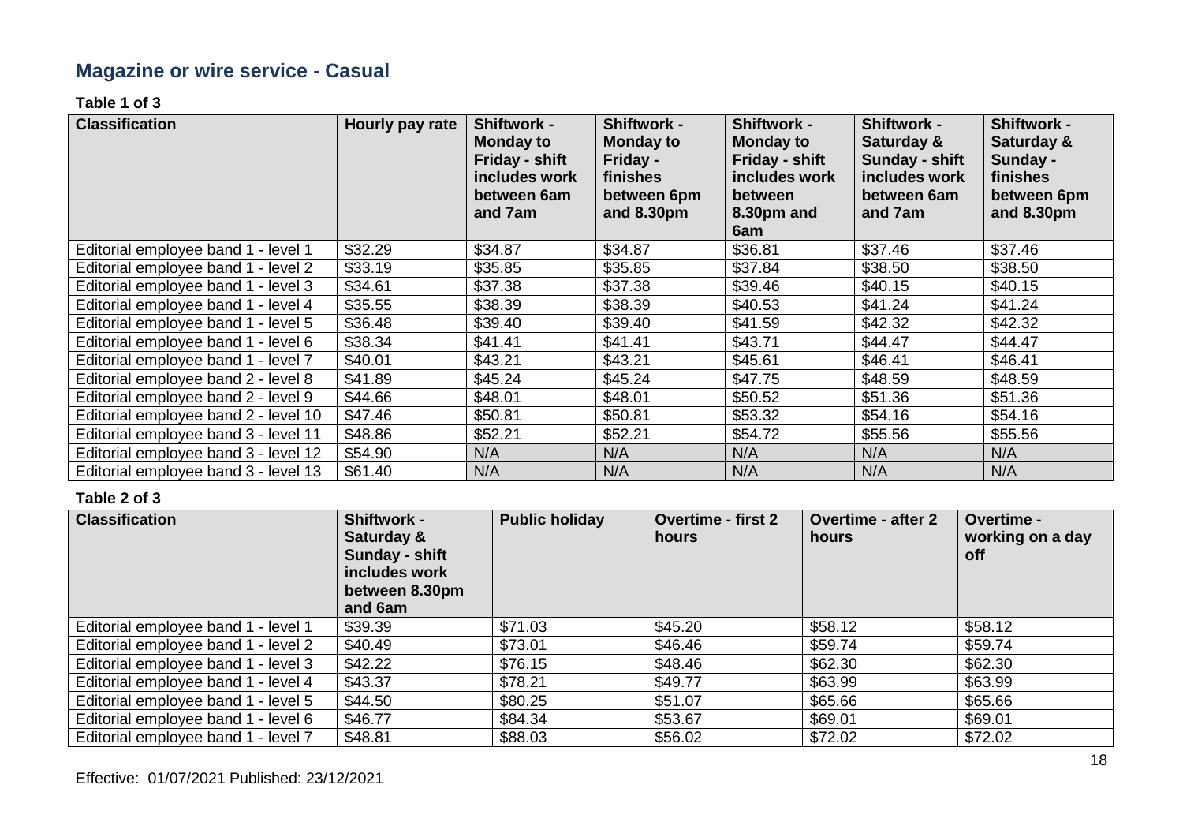## Magazine or wire service - Casual

**Table 1 of 3**

| Classification | Hourly pay rate | Shiftwork - Monday to Friday - shift includes work between 6am and 7am | Shiftwork - Monday to Friday - finishes between 6pm and 8.30pm | Shiftwork - Monday to Friday - shift includes work between 8.30pm and 6am | Shiftwork - Saturday & Sunday - shift includes work between 6am and 7am | Shiftwork - Saturday & Sunday - finishes between 6pm and 8.30pm |
|---|---|---|---|---|---|---|
| Editorial employee band 1 - level 1 | $32.29 | $34.87 | $34.87 | $36.81 | $37.46 | $37.46 |
| Editorial employee band 1 - level 2 | $33.19 | $35.85 | $35.85 | $37.84 | $38.50 | $38.50 |
| Editorial employee band 1 - level 3 | $34.61 | $37.38 | $37.38 | $39.46 | $40.15 | $40.15 |
| Editorial employee band 1 - level 4 | $35.55 | $38.39 | $38.39 | $40.53 | $41.24 | $41.24 |
| Editorial employee band 1 - level 5 | $36.48 | $39.40 | $39.40 | $41.59 | $42.32 | $42.32 |
| Editorial employee band 1 - level 6 | $38.34 | $41.41 | $41.41 | $43.71 | $44.47 | $44.47 |
| Editorial employee band 1 - level 7 | $40.01 | $43.21 | $43.21 | $45.61 | $46.41 | $46.41 |
| Editorial employee band 2 - level 8 | $41.89 | $45.24 | $45.24 | $47.75 | $48.59 | $48.59 |
| Editorial employee band 2 - level 9 | $44.66 | $48.01 | $48.01 | $50.52 | $51.36 | $51.36 |
| Editorial employee band 2 - level 10 | $47.46 | $50.81 | $50.81 | $53.32 | $54.16 | $54.16 |
| Editorial employee band 3 - level 11 | $48.86 | $52.21 | $52.21 | $54.72 | $55.56 | $55.56 |
| Editorial employee band 3 - level 12 | $54.90 | N/A | N/A | N/A | N/A | N/A |
| Editorial employee band 3 - level 13 | $61.40 | N/A | N/A | N/A | N/A | N/A |

**Table 2 of 3**

| Classification | Shiftwork - Saturday & Sunday - shift includes work between 8.30pm and 6am | Public holiday | Overtime - first 2 hours | Overtime - after 2 hours | Overtime - working on a day off |
|---|---|---|---|---|---|
| Editorial employee band 1 - level 1 | $39.39 | $71.03 | $45.20 | $58.12 | $58.12 |
| Editorial employee band 1 - level 2 | $40.49 | $73.01 | $46.46 | $59.74 | $59.74 |
| Editorial employee band 1 - level 3 | $42.22 | $76.15 | $48.46 | $62.30 | $62.30 |
| Editorial employee band 1 - level 4 | $43.37 | $78.21 | $49.77 | $63.99 | $63.99 |
| Editorial employee band 1 - level 5 | $44.50 | $80.25 | $51.07 | $65.66 | $65.66 |
| Editorial employee band 1 - level 6 | $46.77 | $84.34 | $53.67 | $69.01 | $69.01 |
| Editorial employee band 1 - level 7 | $48.81 | $88.03 | $56.02 | $72.02 | $72.02 |

Effective: 01/07/2021 Published: 23/12/2021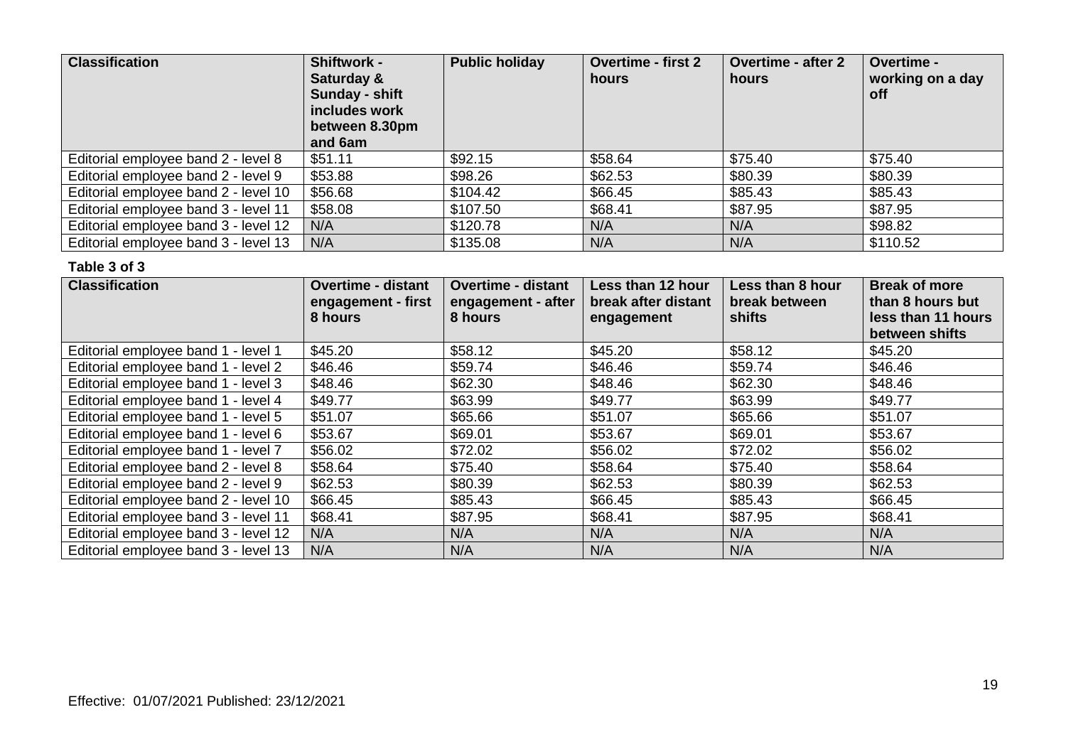| Classification | Shiftwork - Saturday & Sunday - shift includes work between 8.30pm and 6am | Public holiday | Overtime - first 2 hours | Overtime - after 2 hours | Overtime - working on a day off |
|---|---|---|---|---|---|
| Editorial employee band 2 - level 8 | $51.11 | $92.15 | $58.64 | $75.40 | $75.40 |
| Editorial employee band 2 - level 9 | $53.88 | $98.26 | $62.53 | $80.39 | $80.39 |
| Editorial employee band 2 - level 10 | $56.68 | $104.42 | $66.45 | $85.43 | $85.43 |
| Editorial employee band 3 - level 11 | $58.08 | $107.50 | $68.41 | $87.95 | $87.95 |
| Editorial employee band 3 - level 12 | N/A | $120.78 | N/A | N/A | $98.82 |
| Editorial employee band 3 - level 13 | N/A | $135.08 | N/A | N/A | $110.52 |

**Table 3 of 3**

| Classification | Overtime - distant engagement - first 8 hours | Overtime - distant engagement - after 8 hours | Less than 12 hour break after distant engagement | Less than 8 hour break between shifts | Break of more than 8 hours but less than 11 hours between shifts |
|---|---|---|---|---|---|
| Editorial employee band 1 - level 1 | $45.20 | $58.12 | $45.20 | $58.12 | $45.20 |
| Editorial employee band 1 - level 2 | $46.46 | $59.74 | $46.46 | $59.74 | $46.46 |
| Editorial employee band 1 - level 3 | $48.46 | $62.30 | $48.46 | $62.30 | $48.46 |
| Editorial employee band 1 - level 4 | $49.77 | $63.99 | $49.77 | $63.99 | $49.77 |
| Editorial employee band 1 - level 5 | $51.07 | $65.66 | $51.07 | $65.66 | $51.07 |
| Editorial employee band 1 - level 6 | $53.67 | $69.01 | $53.67 | $69.01 | $53.67 |
| Editorial employee band 1 - level 7 | $56.02 | $72.02 | $56.02 | $72.02 | $56.02 |
| Editorial employee band 2 - level 8 | $58.64 | $75.40 | $58.64 | $75.40 | $58.64 |
| Editorial employee band 2 - level 9 | $62.53 | $80.39 | $62.53 | $80.39 | $62.53 |
| Editorial employee band 2 - level 10 | $66.45 | $85.43 | $66.45 | $85.43 | $66.45 |
| Editorial employee band 3 - level 11 | $68.41 | $87.95 | $68.41 | $87.95 | $68.41 |
| Editorial employee band 3 - level 12 | N/A | N/A | N/A | N/A | N/A |
| Editorial employee band 3 - level 13 | N/A | N/A | N/A | N/A | N/A |

Effective: 01/07/2021 Published: 23/12/2021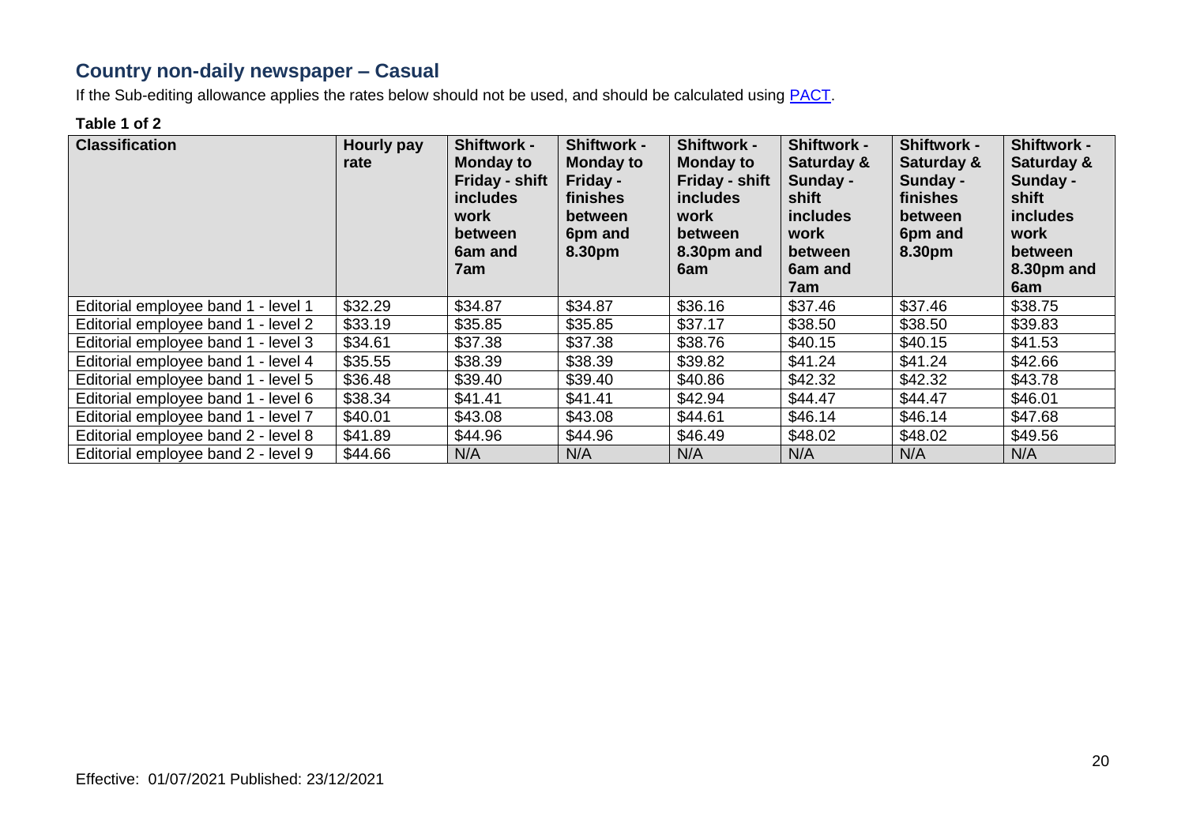## Country non-daily newspaper – Casual

If the Sub-editing allowance applies the rates below should not be used, and should be calculated using [PACT](#).

**Table 1 of 2**

| Classification | Hourly pay rate | Shiftwork - Monday to Friday - shift includes work between 6am and 7am | Shiftwork - Monday to Friday - finishes between 6pm and 8.30pm | Shiftwork - Monday to Friday - shift includes work between 8.30pm and 6am | Shiftwork - Saturday & Sunday - shift includes work between 6am and 7am | Shiftwork - Saturday & Sunday - finishes between 6pm and 8.30pm | Shiftwork - Saturday & Sunday - shift includes work between 8.30pm and 6am |
|---|---|---|---|---|---|---|---|
| Editorial employee band 1 - level 1 | $32.29 | $34.87 | $34.87 | $36.16 | $37.46 | $37.46 | $38.75 |
| Editorial employee band 1 - level 2 | $33.19 | $35.85 | $35.85 | $37.17 | $38.50 | $38.50 | $39.83 |
| Editorial employee band 1 - level 3 | $34.61 | $37.38 | $37.38 | $38.76 | $40.15 | $40.15 | $41.53 |
| Editorial employee band 1 - level 4 | $35.55 | $38.39 | $38.39 | $39.82 | $41.24 | $41.24 | $42.66 |
| Editorial employee band 1 - level 5 | $36.48 | $39.40 | $39.40 | $40.86 | $42.32 | $42.32 | $43.78 |
| Editorial employee band 1 - level 6 | $38.34 | $41.41 | $41.41 | $42.94 | $44.47 | $44.47 | $46.01 |
| Editorial employee band 1 - level 7 | $40.01 | $43.08 | $43.08 | $44.61 | $46.14 | $46.14 | $47.68 |
| Editorial employee band 2 - level 8 | $41.89 | $44.96 | $44.96 | $46.49 | $48.02 | $48.02 | $49.56 |
| Editorial employee band 2 - level 9 | $44.66 | N/A | N/A | N/A | N/A | N/A | N/A |

Effective: 01/07/2021 Published: 23/12/2021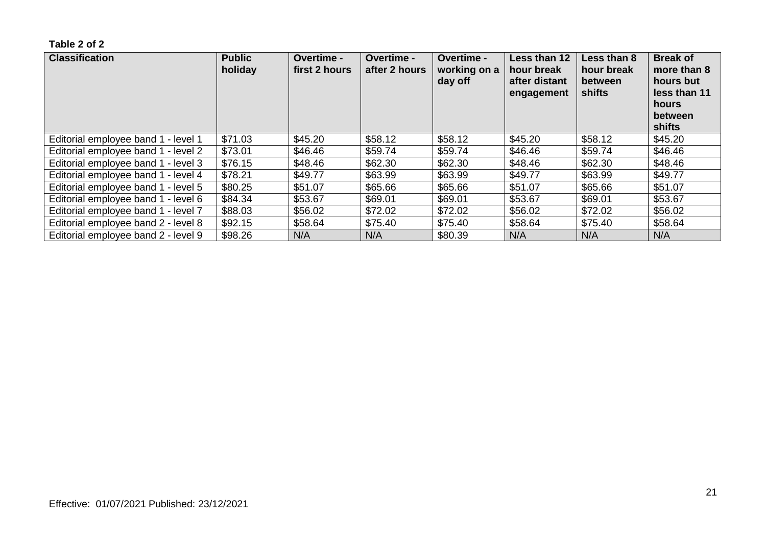**Table 2 of 2**

| Classification | Public holiday | Overtime - first 2 hours | Overtime - after 2 hours | Overtime - working on a day off | Less than 12 hour break after distant engagement | Less than 8 hour break between shifts | Break of more than 8 hours but less than 11 hours between shifts |
|---|---|---|---|---|---|---|---|
| Editorial employee band 1 - level 1 | $71.03 | $45.20 | $58.12 | $58.12 | $45.20 | $58.12 | $45.20 |
| Editorial employee band 1 - level 2 | $73.01 | $46.46 | $59.74 | $59.74 | $46.46 | $59.74 | $46.46 |
| Editorial employee band 1 - level 3 | $76.15 | $48.46 | $62.30 | $62.30 | $48.46 | $62.30 | $48.46 |
| Editorial employee band 1 - level 4 | $78.21 | $49.77 | $63.99 | $63.99 | $49.77 | $63.99 | $49.77 |
| Editorial employee band 1 - level 5 | $80.25 | $51.07 | $65.66 | $65.66 | $51.07 | $65.66 | $51.07 |
| Editorial employee band 1 - level 6 | $84.34 | $53.67 | $69.01 | $69.01 | $53.67 | $69.01 | $53.67 |
| Editorial employee band 1 - level 7 | $88.03 | $56.02 | $72.02 | $72.02 | $56.02 | $72.02 | $56.02 |
| Editorial employee band 2 - level 8 | $92.15 | $58.64 | $75.40 | $75.40 | $58.64 | $75.40 | $58.64 |
| Editorial employee band 2 - level 9 | $98.26 | N/A | N/A | $80.39 | N/A | N/A | N/A |

Effective: 01/07/2021 Published: 23/12/2021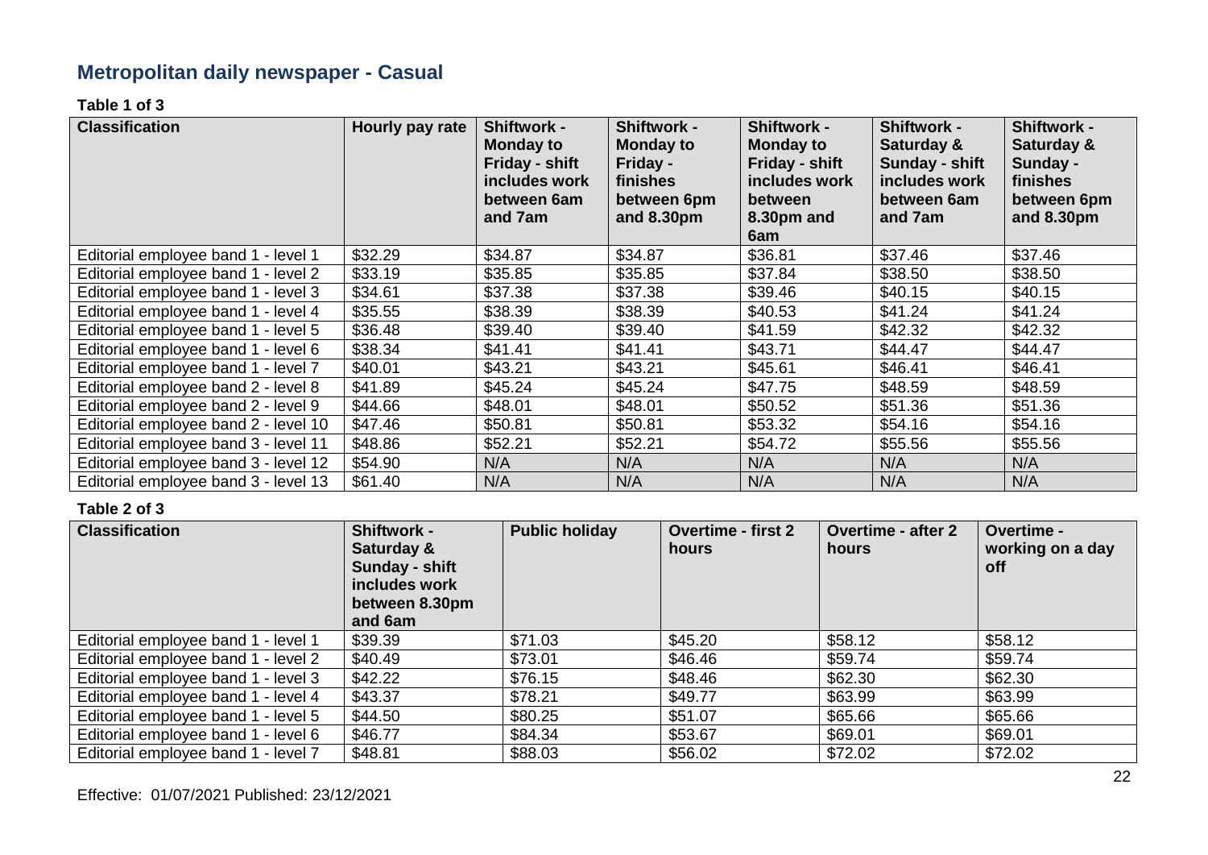## Metropolitan daily newspaper - Casual

**Table 1 of 3**

| Classification | Hourly pay rate | Shiftwork - Monday to Friday - shift includes work between 6am and 7am | Shiftwork - Monday to Friday - finishes between 6pm and 8.30pm | Shiftwork - Monday to Friday - shift includes work between 8.30pm and 6am | Shiftwork - Saturday & Sunday - shift includes work between 6am and 7am | Shiftwork - Saturday & Sunday - finishes between 6pm and 8.30pm |
|---|---|---|---|---|---|---|
| Editorial employee band 1 - level 1 | $32.29 | $34.87 | $34.87 | $36.81 | $37.46 | $37.46 |
| Editorial employee band 1 - level 2 | $33.19 | $35.85 | $35.85 | $37.84 | $38.50 | $38.50 |
| Editorial employee band 1 - level 3 | $34.61 | $37.38 | $37.38 | $39.46 | $40.15 | $40.15 |
| Editorial employee band 1 - level 4 | $35.55 | $38.39 | $38.39 | $40.53 | $41.24 | $41.24 |
| Editorial employee band 1 - level 5 | $36.48 | $39.40 | $39.40 | $41.59 | $42.32 | $42.32 |
| Editorial employee band 1 - level 6 | $38.34 | $41.41 | $41.41 | $43.71 | $44.47 | $44.47 |
| Editorial employee band 1 - level 7 | $40.01 | $43.21 | $43.21 | $45.61 | $46.41 | $46.41 |
| Editorial employee band 2 - level 8 | $41.89 | $45.24 | $45.24 | $47.75 | $48.59 | $48.59 |
| Editorial employee band 2 - level 9 | $44.66 | $48.01 | $48.01 | $50.52 | $51.36 | $51.36 |
| Editorial employee band 2 - level 10 | $47.46 | $50.81 | $50.81 | $53.32 | $54.16 | $54.16 |
| Editorial employee band 3 - level 11 | $48.86 | $52.21 | $52.21 | $54.72 | $55.56 | $55.56 |
| Editorial employee band 3 - level 12 | $54.90 | N/A | N/A | N/A | N/A | N/A |
| Editorial employee band 3 - level 13 | $61.40 | N/A | N/A | N/A | N/A | N/A |

**Table 2 of 3**

| Classification | Shiftwork - Saturday & Sunday - shift includes work between 8.30pm and 6am | Public holiday | Overtime - first 2 hours | Overtime - after 2 hours | Overtime - working on a day off |
|---|---|---|---|---|---|
| Editorial employee band 1 - level 1 | $39.39 | $71.03 | $45.20 | $58.12 | $58.12 |
| Editorial employee band 1 - level 2 | $40.49 | $73.01 | $46.46 | $59.74 | $59.74 |
| Editorial employee band 1 - level 3 | $42.22 | $76.15 | $48.46 | $62.30 | $62.30 |
| Editorial employee band 1 - level 4 | $43.37 | $78.21 | $49.77 | $63.99 | $63.99 |
| Editorial employee band 1 - level 5 | $44.50 | $80.25 | $51.07 | $65.66 | $65.66 |
| Editorial employee band 1 - level 6 | $46.77 | $84.34 | $53.67 | $69.01 | $69.01 |
| Editorial employee band 1 - level 7 | $48.81 | $88.03 | $56.02 | $72.02 | $72.02 |

Effective: 01/07/2021 Published: 23/12/2021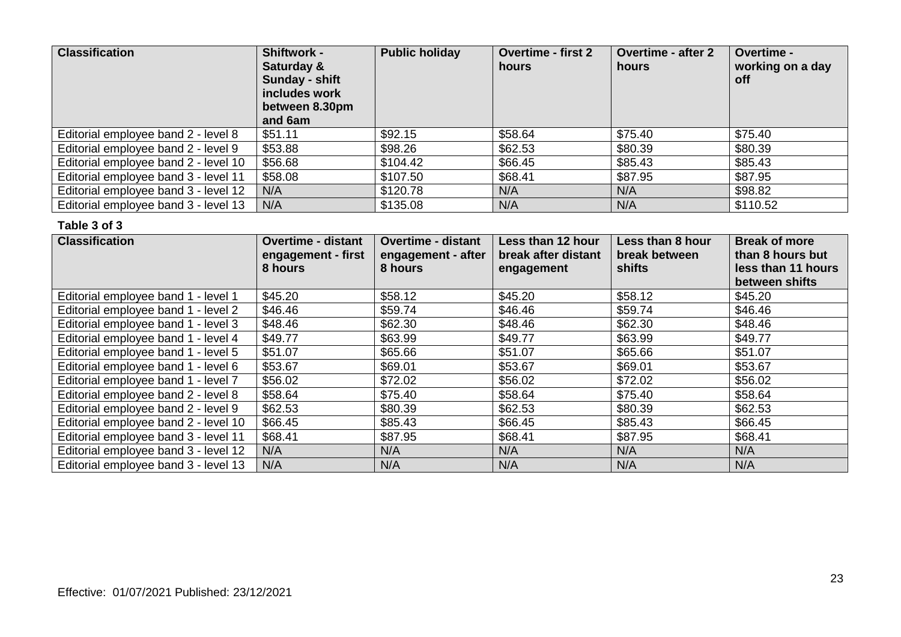| Classification | Shiftwork - Saturday & Sunday - shift includes work between 8.30pm and 6am | Public holiday | Overtime - first 2 hours | Overtime - after 2 hours | Overtime - working on a day off |
|---|---|---|---|---|---|
| Editorial employee band 2 - level 8 | $51.11 | $92.15 | $58.64 | $75.40 | $75.40 |
| Editorial employee band 2 - level 9 | $53.88 | $98.26 | $62.53 | $80.39 | $80.39 |
| Editorial employee band 2 - level 10 | $56.68 | $104.42 | $66.45 | $85.43 | $85.43 |
| Editorial employee band 3 - level 11 | $58.08 | $107.50 | $68.41 | $87.95 | $87.95 |
| Editorial employee band 3 - level 12 | N/A | $120.78 | N/A | N/A | $98.82 |
| Editorial employee band 3 - level 13 | N/A | $135.08 | N/A | N/A | $110.52 |

**Table 3 of 3**

| Classification | Overtime - distant engagement - first 8 hours | Overtime - distant engagement - after 8 hours | Less than 12 hour break after distant engagement | Less than 8 hour break between shifts | Break of more than 8 hours but less than 11 hours between shifts |
|---|---|---|---|---|---|
| Editorial employee band 1 - level 1 | $45.20 | $58.12 | $45.20 | $58.12 | $45.20 |
| Editorial employee band 1 - level 2 | $46.46 | $59.74 | $46.46 | $59.74 | $46.46 |
| Editorial employee band 1 - level 3 | $48.46 | $62.30 | $48.46 | $62.30 | $48.46 |
| Editorial employee band 1 - level 4 | $49.77 | $63.99 | $49.77 | $63.99 | $49.77 |
| Editorial employee band 1 - level 5 | $51.07 | $65.66 | $51.07 | $65.66 | $51.07 |
| Editorial employee band 1 - level 6 | $53.67 | $69.01 | $53.67 | $69.01 | $53.67 |
| Editorial employee band 1 - level 7 | $56.02 | $72.02 | $56.02 | $72.02 | $56.02 |
| Editorial employee band 2 - level 8 | $58.64 | $75.40 | $58.64 | $75.40 | $58.64 |
| Editorial employee band 2 - level 9 | $62.53 | $80.39 | $62.53 | $80.39 | $62.53 |
| Editorial employee band 2 - level 10 | $66.45 | $85.43 | $66.45 | $85.43 | $66.45 |
| Editorial employee band 3 - level 11 | $68.41 | $87.95 | $68.41 | $87.95 | $68.41 |
| Editorial employee band 3 - level 12 | N/A | N/A | N/A | N/A | N/A |
| Editorial employee band 3 - level 13 | N/A | N/A | N/A | N/A | N/A |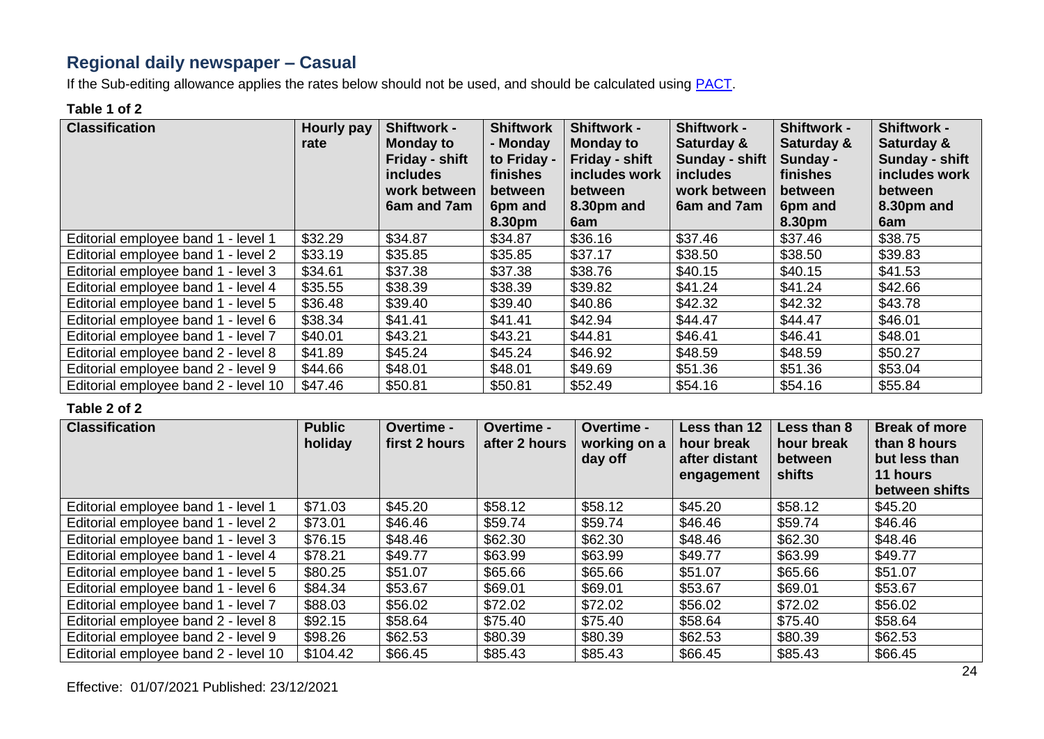## Regional daily newspaper – Casual

If the Sub-editing allowance applies the rates below should not be used, and should be calculated using [PACT](https://calculate.fairwork.gov.au/).

**Table 1 of 2**

| Classification | Hourly pay rate | Shiftwork - Monday to Friday - shift includes work between 6am and 7am | Shiftwork - Monday to Friday - finishes between 6pm and 8.30pm | Shiftwork - Monday to Friday - shift includes work between 8.30pm and 6am | Shiftwork - Saturday & Sunday - shift includes work between 6am and 7am | Shiftwork - Saturday & Sunday - finishes between 6pm and 8.30pm | Shiftwork - Saturday & Sunday - shift includes work between 8.30pm and 6am |
|---|---|---|---|---|---|---|---|
| Editorial employee band 1 - level 1 | $32.29 | $34.87 | $34.87 | $36.16 | $37.46 | $37.46 | $38.75 |
| Editorial employee band 1 - level 2 | $33.19 | $35.85 | $35.85 | $37.17 | $38.50 | $38.50 | $39.83 |
| Editorial employee band 1 - level 3 | $34.61 | $37.38 | $37.38 | $38.76 | $40.15 | $40.15 | $41.53 |
| Editorial employee band 1 - level 4 | $35.55 | $38.39 | $38.39 | $39.82 | $41.24 | $41.24 | $42.66 |
| Editorial employee band 1 - level 5 | $36.48 | $39.40 | $39.40 | $40.86 | $42.32 | $42.32 | $43.78 |
| Editorial employee band 1 - level 6 | $38.34 | $41.41 | $41.41 | $42.94 | $44.47 | $44.47 | $46.01 |
| Editorial employee band 1 - level 7 | $40.01 | $43.21 | $43.21 | $44.81 | $46.41 | $46.41 | $48.01 |
| Editorial employee band 2 - level 8 | $41.89 | $45.24 | $45.24 | $46.92 | $48.59 | $48.59 | $50.27 |
| Editorial employee band 2 - level 9 | $44.66 | $48.01 | $48.01 | $49.69 | $51.36 | $51.36 | $53.04 |
| Editorial employee band 2 - level 10 | $47.46 | $50.81 | $50.81 | $52.49 | $54.16 | $54.16 | $55.84 |

**Table 2 of 2**

| Classification | Public holiday | Overtime - first 2 hours | Overtime - after 2 hours | Overtime - working on a day off | Less than 12 hour break after distant engagement | Less than 8 hour break between shifts | Break of more than 8 hours but less than 11 hours between shifts |
|---|---|---|---|---|---|---|---|
| Editorial employee band 1 - level 1 | $71.03 | $45.20 | $58.12 | $58.12 | $45.20 | $58.12 | $45.20 |
| Editorial employee band 1 - level 2 | $73.01 | $46.46 | $59.74 | $59.74 | $46.46 | $59.74 | $46.46 |
| Editorial employee band 1 - level 3 | $76.15 | $48.46 | $62.30 | $62.30 | $48.46 | $62.30 | $48.46 |
| Editorial employee band 1 - level 4 | $78.21 | $49.77 | $63.99 | $63.99 | $49.77 | $63.99 | $49.77 |
| Editorial employee band 1 - level 5 | $80.25 | $51.07 | $65.66 | $65.66 | $51.07 | $65.66 | $51.07 |
| Editorial employee band 1 - level 6 | $84.34 | $53.67 | $69.01 | $69.01 | $53.67 | $69.01 | $53.67 |
| Editorial employee band 1 - level 7 | $88.03 | $56.02 | $72.02 | $72.02 | $56.02 | $72.02 | $56.02 |
| Editorial employee band 2 - level 8 | $92.15 | $58.64 | $75.40 | $75.40 | $58.64 | $75.40 | $58.64 |
| Editorial employee band 2 - level 9 | $98.26 | $62.53 | $80.39 | $80.39 | $62.53 | $80.39 | $62.53 |
| Editorial employee band 2 - level 10 | $104.42 | $66.45 | $85.43 | $85.43 | $66.45 | $85.43 | $66.45 |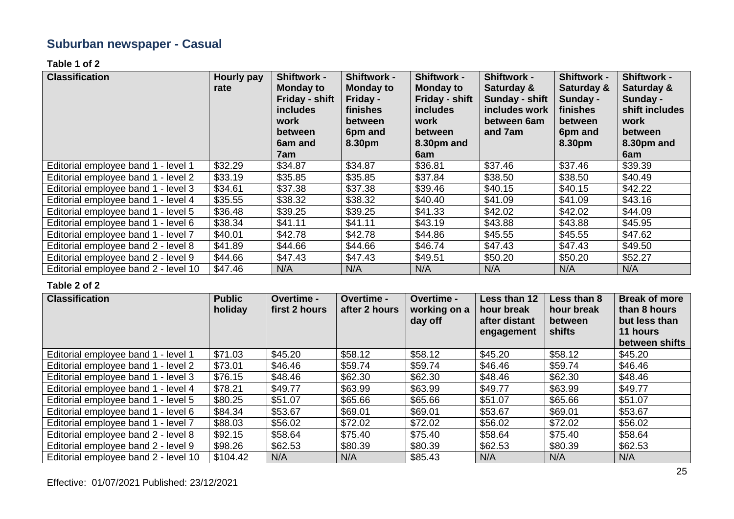## Suburban newspaper - Casual

**Table 1 of 2**

| Classification | Hourly pay rate | Shiftwork - Monday to Friday - shift includes work between 6am and 7am | Shiftwork - Monday to Friday - finishes between 6pm and 8.30pm | Shiftwork - Monday to Friday - shift includes work between 8.30pm and 6am | Shiftwork - Saturday & Sunday - shift includes work between 6am and 7am | Shiftwork - Saturday & Sunday - finishes between 6pm and 8.30pm | Shiftwork - Saturday & Sunday - shift includes work between 8.30pm and 6am |
|---|---|---|---|---|---|---|---|
| Editorial employee band 1 - level 1 | $32.29 | $34.87 | $34.87 | $36.81 | $37.46 | $37.46 | $39.39 |
| Editorial employee band 1 - level 2 | $33.19 | $35.85 | $35.85 | $37.84 | $38.50 | $38.50 | $40.49 |
| Editorial employee band 1 - level 3 | $34.61 | $37.38 | $37.38 | $39.46 | $40.15 | $40.15 | $42.22 |
| Editorial employee band 1 - level 4 | $35.55 | $38.32 | $38.32 | $40.40 | $41.09 | $41.09 | $43.16 |
| Editorial employee band 1 - level 5 | $36.48 | $39.25 | $39.25 | $41.33 | $42.02 | $42.02 | $44.09 |
| Editorial employee band 1 - level 6 | $38.34 | $41.11 | $41.11 | $43.19 | $43.88 | $43.88 | $45.95 |
| Editorial employee band 1 - level 7 | $40.01 | $42.78 | $42.78 | $44.86 | $45.55 | $45.55 | $47.62 |
| Editorial employee band 2 - level 8 | $41.89 | $44.66 | $44.66 | $46.74 | $47.43 | $47.43 | $49.50 |
| Editorial employee band 2 - level 9 | $44.66 | $47.43 | $47.43 | $49.51 | $50.20 | $50.20 | $52.27 |
| Editorial employee band 2 - level 10 | $47.46 | N/A | N/A | N/A | N/A | N/A | N/A |

**Table 2 of 2**

| Classification | Public holiday | Overtime - first 2 hours | Overtime - after 2 hours | Overtime - working on a day off | Less than 12 hour break after distant engagement | Less than 8 hour break between shifts | Break of more than 8 hours but less than 11 hours between shifts |
|---|---|---|---|---|---|---|---|
| Editorial employee band 1 - level 1 | $71.03 | $45.20 | $58.12 | $58.12 | $45.20 | $58.12 | $45.20 |
| Editorial employee band 1 - level 2 | $73.01 | $46.46 | $59.74 | $59.74 | $46.46 | $59.74 | $46.46 |
| Editorial employee band 1 - level 3 | $76.15 | $48.46 | $62.30 | $62.30 | $48.46 | $62.30 | $48.46 |
| Editorial employee band 1 - level 4 | $78.21 | $49.77 | $63.99 | $63.99 | $49.77 | $63.99 | $49.77 |
| Editorial employee band 1 - level 5 | $80.25 | $51.07 | $65.66 | $65.66 | $51.07 | $65.66 | $51.07 |
| Editorial employee band 1 - level 6 | $84.34 | $53.67 | $69.01 | $69.01 | $53.67 | $69.01 | $53.67 |
| Editorial employee band 1 - level 7 | $88.03 | $56.02 | $72.02 | $72.02 | $56.02 | $72.02 | $56.02 |
| Editorial employee band 2 - level 8 | $92.15 | $58.64 | $75.40 | $75.40 | $58.64 | $75.40 | $58.64 |
| Editorial employee band 2 - level 9 | $98.26 | $62.53 | $80.39 | $80.39 | $62.53 | $80.39 | $62.53 |
| Editorial employee band 2 - level 10 | $104.42 | N/A | N/A | $85.43 | N/A | N/A | N/A |

Effective: 01/07/2021 Published: 23/12/2021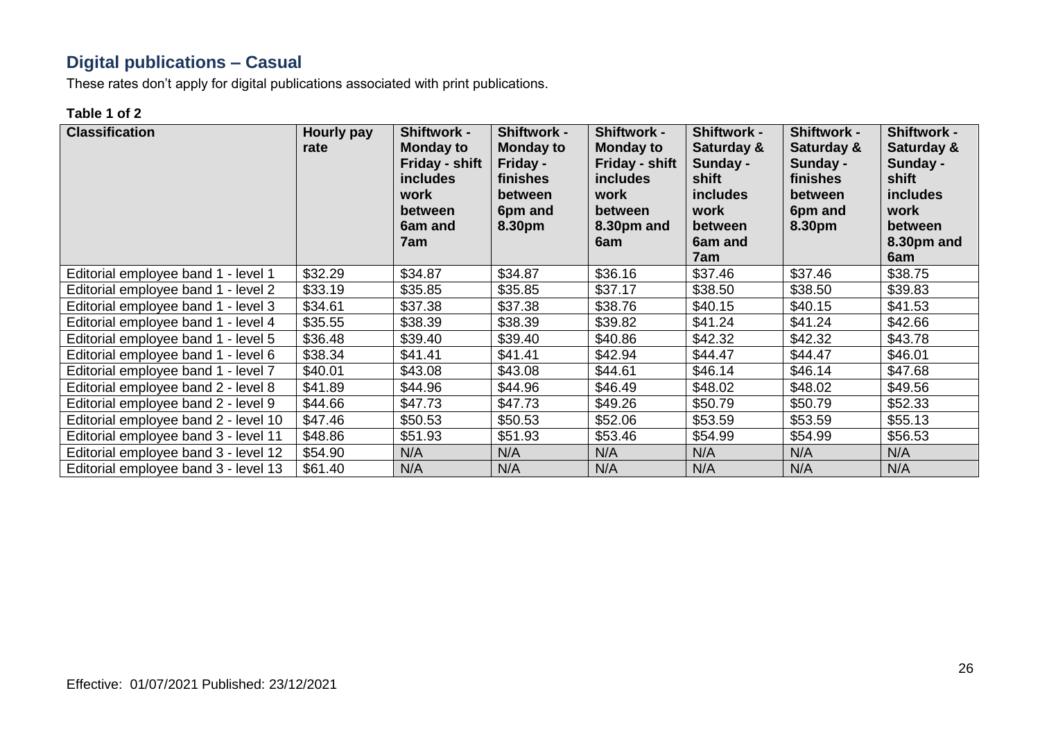## Digital publications – Casual

These rates don't apply for digital publications associated with print publications.

**Table 1 of 2**

| Classification | Hourly pay rate | Shiftwork - Monday to Friday - shift includes work between 6am and 7am | Shiftwork - Monday to Friday - finishes between 6pm and 8.30pm | Shiftwork - Monday to Friday - shift includes work between 8.30pm and 6am | Shiftwork - Saturday & Sunday - shift includes work between 6am and 7am | Shiftwork - Saturday & Sunday - finishes between 6pm and 8.30pm | Shiftwork - Saturday & Sunday - shift includes work between 8.30pm and 6am |
|---|---|---|---|---|---|---|---|
| Editorial employee band 1 - level 1 | $32.29 | $34.87 | $34.87 | $36.16 | $37.46 | $37.46 | $38.75 |
| Editorial employee band 1 - level 2 | $33.19 | $35.85 | $35.85 | $37.17 | $38.50 | $38.50 | $39.83 |
| Editorial employee band 1 - level 3 | $34.61 | $37.38 | $37.38 | $38.76 | $40.15 | $40.15 | $41.53 |
| Editorial employee band 1 - level 4 | $35.55 | $38.39 | $38.39 | $39.82 | $41.24 | $41.24 | $42.66 |
| Editorial employee band 1 - level 5 | $36.48 | $39.40 | $39.40 | $40.86 | $42.32 | $42.32 | $43.78 |
| Editorial employee band 1 - level 6 | $38.34 | $41.41 | $41.41 | $42.94 | $44.47 | $44.47 | $46.01 |
| Editorial employee band 1 - level 7 | $40.01 | $43.08 | $43.08 | $44.61 | $46.14 | $46.14 | $47.68 |
| Editorial employee band 2 - level 8 | $41.89 | $44.96 | $44.96 | $46.49 | $48.02 | $48.02 | $49.56 |
| Editorial employee band 2 - level 9 | $44.66 | $47.73 | $47.73 | $49.26 | $50.79 | $50.79 | $52.33 |
| Editorial employee band 2 - level 10 | $47.46 | $50.53 | $50.53 | $52.06 | $53.59 | $53.59 | $55.13 |
| Editorial employee band 3 - level 11 | $48.86 | $51.93 | $51.93 | $53.46 | $54.99 | $54.99 | $56.53 |
| Editorial employee band 3 - level 12 | $54.90 | N/A | N/A | N/A | N/A | N/A | N/A |
| Editorial employee band 3 - level 13 | $61.40 | N/A | N/A | N/A | N/A | N/A | N/A |

Effective: 01/07/2021 Published: 23/12/2021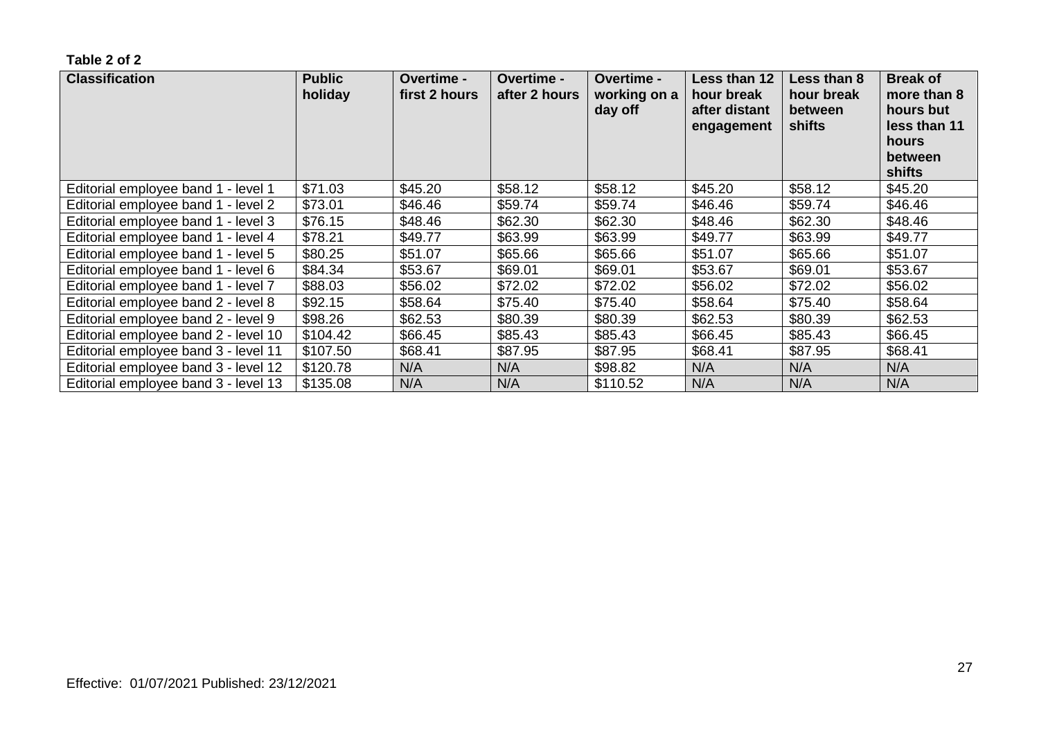**Table 2 of 2**

| Classification | Public holiday | Overtime - first 2 hours | Overtime - after 2 hours | Overtime - working on a day off | Less than 12 hour break after distant engagement | Less than 8 hour break between shifts | Break of more than 8 hours but less than 11 hours between shifts |
|---|---|---|---|---|---|---|---|
| Editorial employee band 1 - level 1 | $71.03 | $45.20 | $58.12 | $58.12 | $45.20 | $58.12 | $45.20 |
| Editorial employee band 1 - level 2 | $73.01 | $46.46 | $59.74 | $59.74 | $46.46 | $59.74 | $46.46 |
| Editorial employee band 1 - level 3 | $76.15 | $48.46 | $62.30 | $62.30 | $48.46 | $62.30 | $48.46 |
| Editorial employee band 1 - level 4 | $78.21 | $49.77 | $63.99 | $63.99 | $49.77 | $63.99 | $49.77 |
| Editorial employee band 1 - level 5 | $80.25 | $51.07 | $65.66 | $65.66 | $51.07 | $65.66 | $51.07 |
| Editorial employee band 1 - level 6 | $84.34 | $53.67 | $69.01 | $69.01 | $53.67 | $69.01 | $53.67 |
| Editorial employee band 1 - level 7 | $88.03 | $56.02 | $72.02 | $72.02 | $56.02 | $72.02 | $56.02 |
| Editorial employee band 2 - level 8 | $92.15 | $58.64 | $75.40 | $75.40 | $58.64 | $75.40 | $58.64 |
| Editorial employee band 2 - level 9 | $98.26 | $62.53 | $80.39 | $80.39 | $62.53 | $80.39 | $62.53 |
| Editorial employee band 2 - level 10 | $104.42 | $66.45 | $85.43 | $85.43 | $66.45 | $85.43 | $66.45 |
| Editorial employee band 3 - level 11 | $107.50 | $68.41 | $87.95 | $87.95 | $68.41 | $87.95 | $68.41 |
| Editorial employee band 3 - level 12 | $120.78 | N/A | N/A | $98.82 | N/A | N/A | N/A |
| Editorial employee band 3 - level 13 | $135.08 | N/A | N/A | $110.52 | N/A | N/A | N/A |

Effective: 01/07/2021 Published: 23/12/2021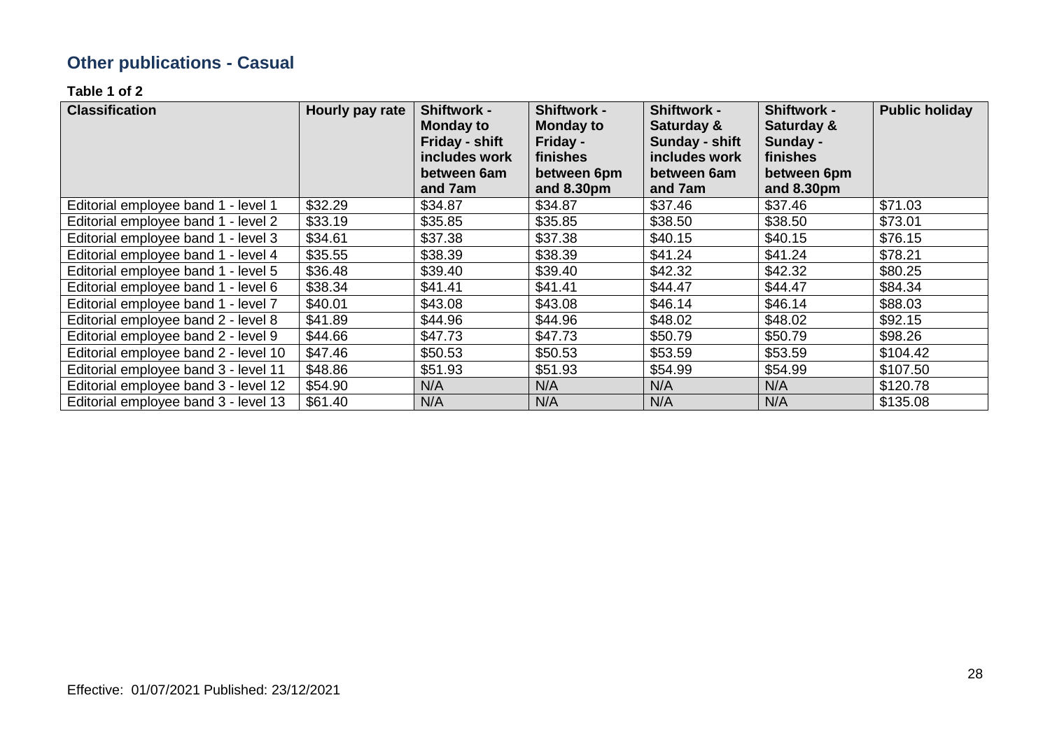## Other publications - Casual

**Table 1 of 2**

| Classification | Hourly pay rate | Shiftwork - Monday to Friday - shift includes work between 6am and 7am | Shiftwork - Monday to Friday - finishes between 6pm and 8.30pm | Shiftwork - Saturday & Sunday - shift includes work between 6am and 7am | Shiftwork - Saturday & Sunday - finishes between 6pm and 8.30pm | Public holiday |
|---|---|---|---|---|---|---|
| Editorial employee band 1 - level 1 | $32.29 | $34.87 | $34.87 | $37.46 | $37.46 | $71.03 |
| Editorial employee band 1 - level 2 | $33.19 | $35.85 | $35.85 | $38.50 | $38.50 | $73.01 |
| Editorial employee band 1 - level 3 | $34.61 | $37.38 | $37.38 | $40.15 | $40.15 | $76.15 |
| Editorial employee band 1 - level 4 | $35.55 | $38.39 | $38.39 | $41.24 | $41.24 | $78.21 |
| Editorial employee band 1 - level 5 | $36.48 | $39.40 | $39.40 | $42.32 | $42.32 | $80.25 |
| Editorial employee band 1 - level 6 | $38.34 | $41.41 | $41.41 | $44.47 | $44.47 | $84.34 |
| Editorial employee band 1 - level 7 | $40.01 | $43.08 | $43.08 | $46.14 | $46.14 | $88.03 |
| Editorial employee band 2 - level 8 | $41.89 | $44.96 | $44.96 | $48.02 | $48.02 | $92.15 |
| Editorial employee band 2 - level 9 | $44.66 | $47.73 | $47.73 | $50.79 | $50.79 | $98.26 |
| Editorial employee band 2 - level 10 | $47.46 | $50.53 | $50.53 | $53.59 | $53.59 | $104.42 |
| Editorial employee band 3 - level 11 | $48.86 | $51.93 | $51.93 | $54.99 | $54.99 | $107.50 |
| Editorial employee band 3 - level 12 | $54.90 | N/A | N/A | N/A | N/A | $120.78 |
| Editorial employee band 3 - level 13 | $61.40 | N/A | N/A | N/A | N/A | $135.08 |

Effective: 01/07/2021 Published: 23/12/2021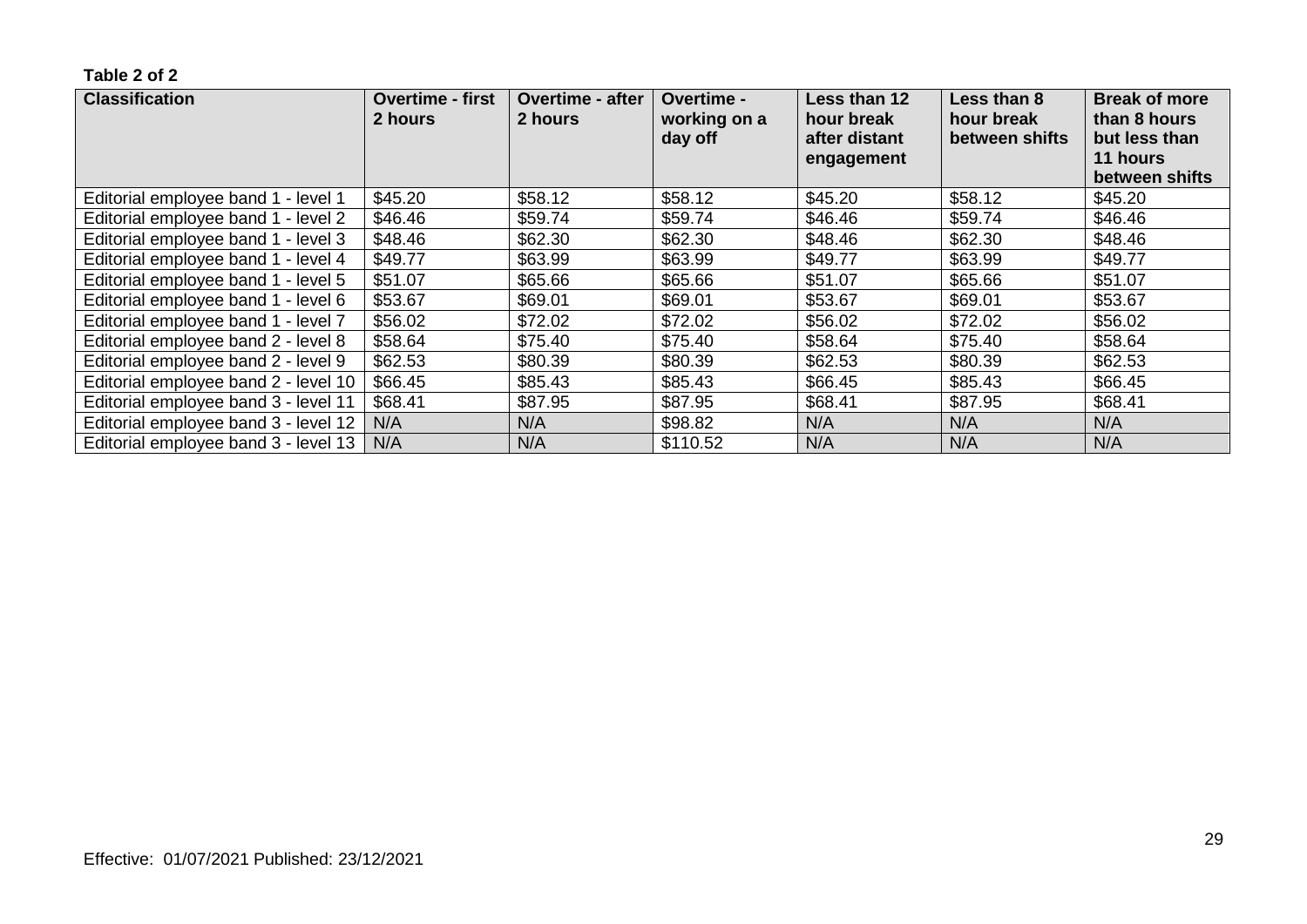**Table 2 of 2**

| Classification | Overtime - first 2 hours | Overtime - after 2 hours | Overtime - working on a day off | Less than 12 hour break after distant engagement | Less than 8 hour break between shifts | Break of more than 8 hours but less than 11 hours between shifts |
|---|---|---|---|---|---|---|
| Editorial employee band 1 - level 1 | $45.20 | $58.12 | $58.12 | $45.20 | $58.12 | $45.20 |
| Editorial employee band 1 - level 2 | $46.46 | $59.74 | $59.74 | $46.46 | $59.74 | $46.46 |
| Editorial employee band 1 - level 3 | $48.46 | $62.30 | $62.30 | $48.46 | $62.30 | $48.46 |
| Editorial employee band 1 - level 4 | $49.77 | $63.99 | $63.99 | $49.77 | $63.99 | $49.77 |
| Editorial employee band 1 - level 5 | $51.07 | $65.66 | $65.66 | $51.07 | $65.66 | $51.07 |
| Editorial employee band 1 - level 6 | $53.67 | $69.01 | $69.01 | $53.67 | $69.01 | $53.67 |
| Editorial employee band 1 - level 7 | $56.02 | $72.02 | $72.02 | $56.02 | $72.02 | $56.02 |
| Editorial employee band 2 - level 8 | $58.64 | $75.40 | $75.40 | $58.64 | $75.40 | $58.64 |
| Editorial employee band 2 - level 9 | $62.53 | $80.39 | $80.39 | $62.53 | $80.39 | $62.53 |
| Editorial employee band 2 - level 10 | $66.45 | $85.43 | $85.43 | $66.45 | $85.43 | $66.45 |
| Editorial employee band 3 - level 11 | $68.41 | $87.95 | $87.95 | $68.41 | $87.95 | $68.41 |
| Editorial employee band 3 - level 12 | N/A | N/A | $98.82 | N/A | N/A | N/A |
| Editorial employee band 3 - level 13 | N/A | N/A | $110.52 | N/A | N/A | N/A |

Effective: 01/07/2021 Published: 23/12/2021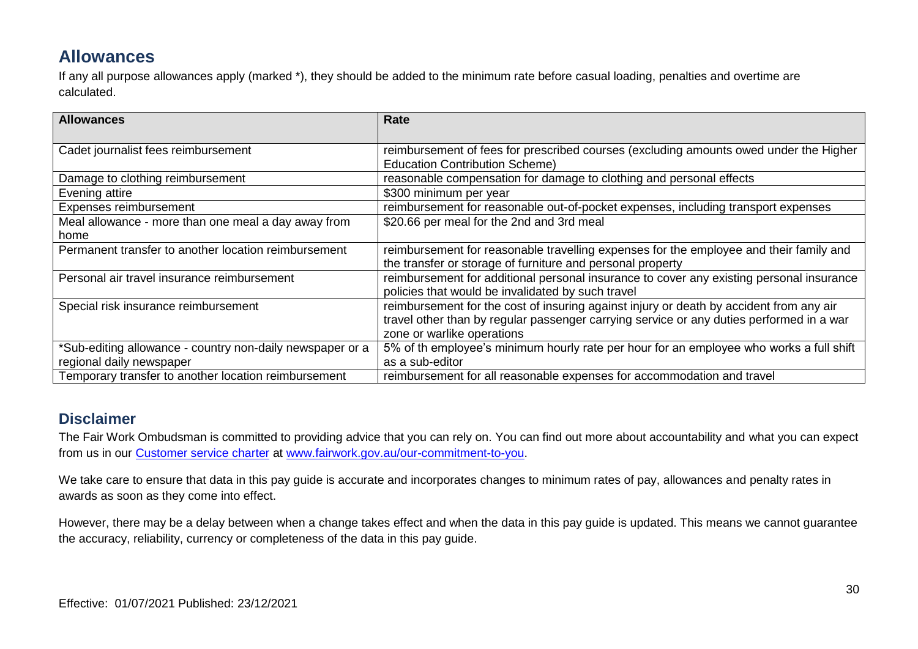## Allowances

If any all purpose allowances apply (marked *), they should be added to the minimum rate before casual loading, penalties and overtime are calculated.

| Allowances | Rate |
| --- | --- |
| Cadet journalist fees reimbursement | reimbursement of fees for prescribed courses (excluding amounts owed under the Higher Education Contribution Scheme) |
| Damage to clothing reimbursement | reasonable compensation for damage to clothing and personal effects |
| Evening attire | $300 minimum per year |
| Expenses reimbursement | reimbursement for reasonable out-of-pocket expenses, including transport expenses |
| Meal allowance - more than one meal a day away from home | $20.66 per meal for the 2nd and 3rd meal |
| Permanent transfer to another location reimbursement | reimbursement for reasonable travelling expenses for the employee and their family and the transfer or storage of furniture and personal property |
| Personal air travel insurance reimbursement | reimbursement for additional personal insurance to cover any existing personal insurance policies that would be invalidated by such travel |
| Special risk insurance reimbursement | reimbursement for the cost of insuring against injury or death by accident from any air travel other than by regular passenger carrying service or any duties performed in a war zone or warlike operations |
| *Sub-editing allowance - country non-daily newspaper or a regional daily newspaper | 5% of th employee's minimum hourly rate per hour for an employee who works a full shift as a sub-editor |
| Temporary transfer to another location reimbursement | reimbursement for all reasonable expenses for accommodation and travel |

## Disclaimer

The Fair Work Ombudsman is committed to providing advice that you can rely on. You can find out more about accountability and what you can expect from us in our Customer service charter at www.fairwork.gov.au/our-commitment-to-you.

We take care to ensure that data in this pay guide is accurate and incorporates changes to minimum rates of pay, allowances and penalty rates in awards as soon as they come into effect.

However, there may be a delay between when a change takes effect and when the data in this pay guide is updated. This means we cannot guarantee the accuracy, reliability, currency or completeness of the data in this pay guide.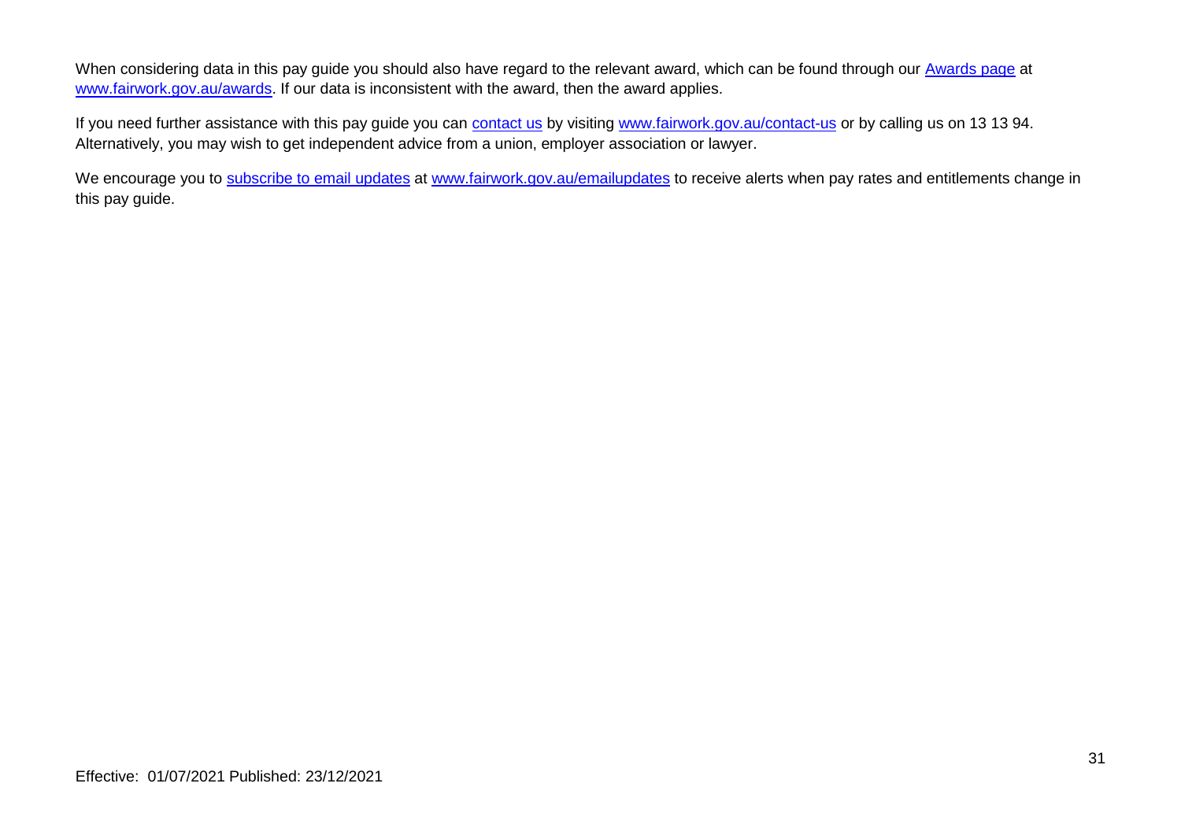When considering data in this pay guide you should also have regard to the relevant award, which can be found through our [Awards page](www.fairwork.gov.au/awards) at [www.fairwork.gov.au/awards](www.fairwork.gov.au/awards). If our data is inconsistent with the award, then the award applies.

If you need further assistance with this pay guide you can [contact us](www.fairwork.gov.au/contact-us) by visiting [www.fairwork.gov.au/contact-us](www.fairwork.gov.au/contact-us) or by calling us on 13 13 94. Alternatively, you may wish to get independent advice from a union, employer association or lawyer.

We encourage you to [subscribe to email updates](www.fairwork.gov.au/emailupdates) at [www.fairwork.gov.au/emailupdates](www.fairwork.gov.au/emailupdates) to receive alerts when pay rates and entitlements change in this pay guide.

Effective: 01/07/2021 Published: 23/12/2021